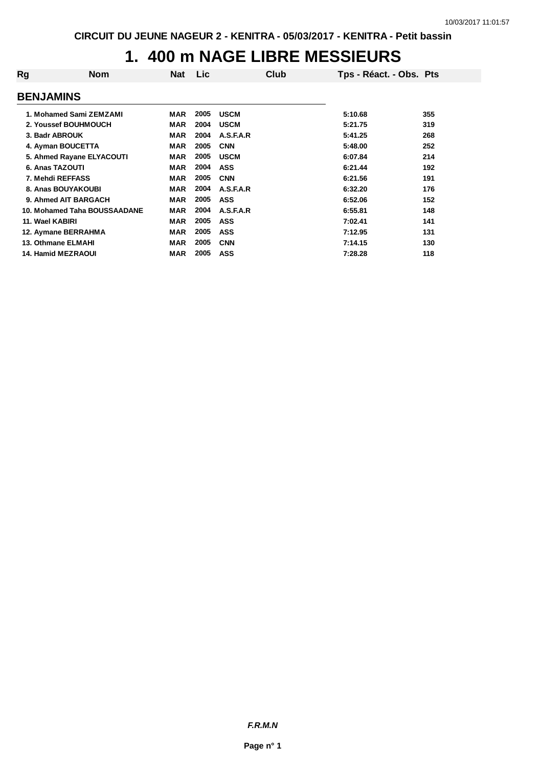CIRCUIT DU JEUNE NAGEUR 2 - KENITRA - 05/03/2017 - KENITRA - Petit bassin

# 1. 400 m NAGE LIBRE MESSIEURS

| Rg | Nom | Nat | Lic | Club | Tps - Réact. - Obs. | Pts |
|---|---|---|---|---|---|---|
| **BENJAMINS** | | | | | | |
| 1. | Mohamed Sami ZEMZAMI | MAR | 2005 | USCM | 5:10.68 | 355 |
| 2. | Youssef BOUHMOUCH | MAR | 2004 | USCM | 5:21.75 | 319 |
| 3. | Badr ABROUK | MAR | 2004 | A.S.F.A.R | 5:41.25 | 268 |
| 4. | Ayman BOUCETTA | MAR | 2005 | CNN | 5:48.00 | 252 |
| 5. | Ahmed Rayane ELYACOUTI | MAR | 2005 | USCM | 6:07.84 | 214 |
| 6. | Anas TAZOUTI | MAR | 2004 | ASS | 6:21.44 | 192 |
| 7. | Mehdi REFFASS | MAR | 2005 | CNN | 6:21.56 | 191 |
| 8. | Anas BOUYAKOUBI | MAR | 2004 | A.S.F.A.R | 6:32.20 | 176 |
| 9. | Ahmed AIT BARGACH | MAR | 2005 | ASS | 6:52.06 | 152 |
| 10. | Mohamed Taha BOUSSAADANE | MAR | 2004 | A.S.F.A.R | 6:55.81 | 148 |
| 11. | Wael KABIRI | MAR | 2005 | ASS | 7:02.41 | 141 |
| 12. | Aymane BERRAHMA | MAR | 2005 | ASS | 7:12.95 | 131 |
| 13. | Othmane ELMAHI | MAR | 2005 | CNN | 7:14.15 | 130 |
| 14. | Hamid MEZRAOUI | MAR | 2005 | ASS | 7:28.28 | 118 |

*F.R.M.N*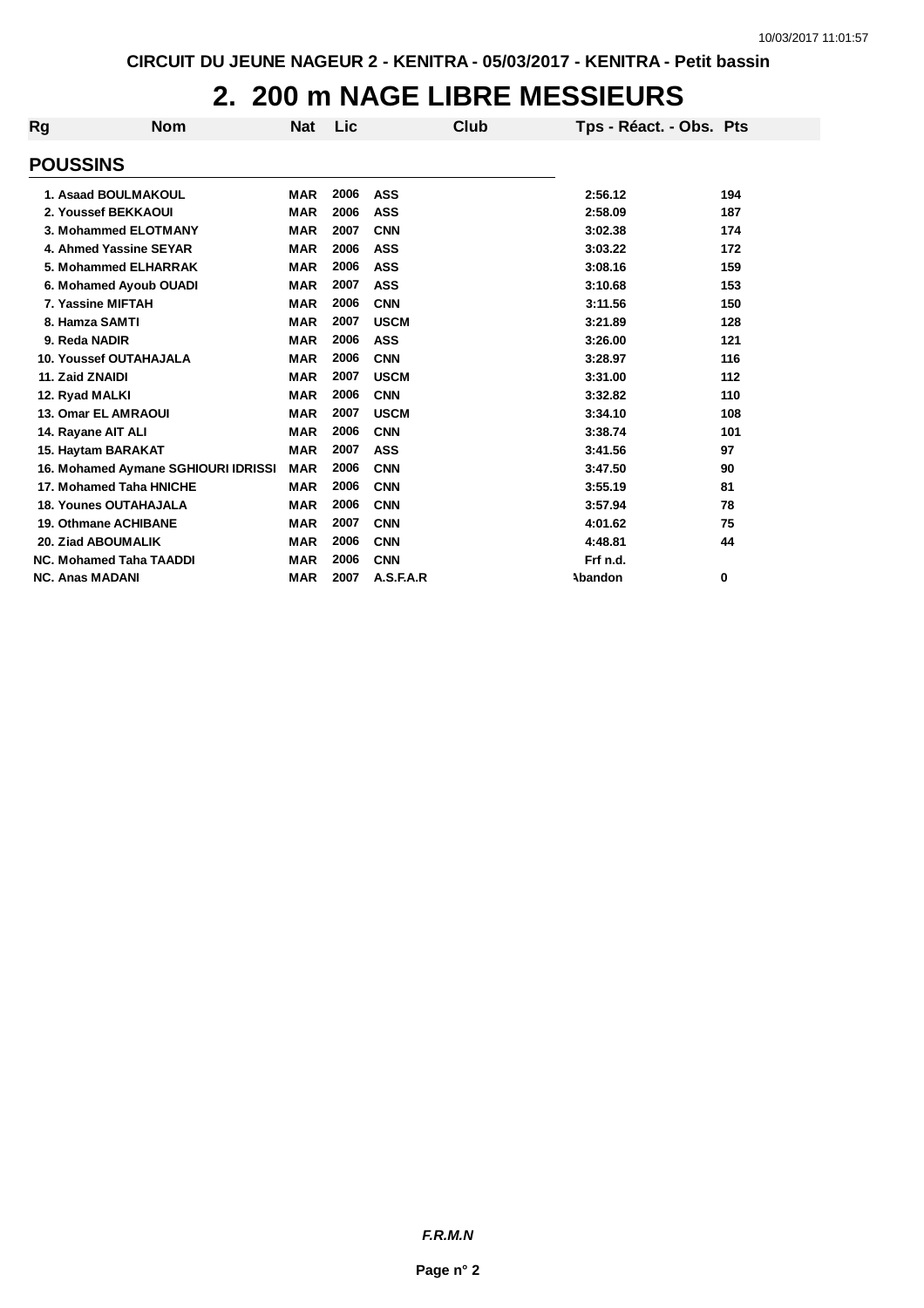CIRCUIT DU JEUNE NAGEUR 2 - KENITRA - 05/03/2017 - KENITRA - Petit bassin

# 2. 200 m NAGE LIBRE MESSIEURS

| Rg | Nom | Nat | Lic | Club | Tps - Réact. - Obs. | Pts |
|---|---|---|---|---|---|---|
| **POUSSINS** | | | | | | |
| 1. | Asaad BOULMAKOUL | MAR | 2006 | ASS | 2:56.12 | 194 |
| 2. | Youssef BEKKAOUI | MAR | 2006 | ASS | 2:58.09 | 187 |
| 3. | Mohammed ELOTMANY | MAR | 2007 | CNN | 3:02.38 | 174 |
| 4. | Ahmed Yassine SEYAR | MAR | 2006 | ASS | 3:03.22 | 172 |
| 5. | Mohammed ELHARRAK | MAR | 2006 | ASS | 3:08.16 | 159 |
| 6. | Mohamed Ayoub OUADI | MAR | 2007 | ASS | 3:10.68 | 153 |
| 7. | Yassine MIFTAH | MAR | 2006 | CNN | 3:11.56 | 150 |
| 8. | Hamza SAMTI | MAR | 2007 | USCM | 3:21.89 | 128 |
| 9. | Reda NADIR | MAR | 2006 | ASS | 3:26.00 | 121 |
| 10. | Youssef OUTAHAJALA | MAR | 2006 | CNN | 3:28.97 | 116 |
| 11. | Zaid ZNAIDI | MAR | 2007 | USCM | 3:31.00 | 112 |
| 12. | Ryad MALKI | MAR | 2006 | CNN | 3:32.82 | 110 |
| 13. | Omar EL AMRAOUI | MAR | 2007 | USCM | 3:34.10 | 108 |
| 14. | Rayane AIT ALI | MAR | 2006 | CNN | 3:38.74 | 101 |
| 15. | Haytam BARAKAT | MAR | 2007 | ASS | 3:41.56 | 97 |
| 16. | Mohamed Aymane SGHIOURI IDRISSI | MAR | 2006 | CNN | 3:47.50 | 90 |
| 17. | Mohamed Taha HNICHE | MAR | 2006 | CNN | 3:55.19 | 81 |
| 18. | Younes OUTAHAJALA | MAR | 2006 | CNN | 3:57.94 | 78 |
| 19. | Othmane ACHIBANE | MAR | 2007 | CNN | 4:01.62 | 75 |
| 20. | Ziad ABOUMALIK | MAR | 2006 | CNN | 4:48.81 | 44 |
| NC. | Mohamed Taha TAADDI | MAR | 2006 | CNN | Frf n.d. | |
| NC. | Anas MADANI | MAR | 2007 | A.S.F.A.R | Abandon | 0 |

***F.R.M.N***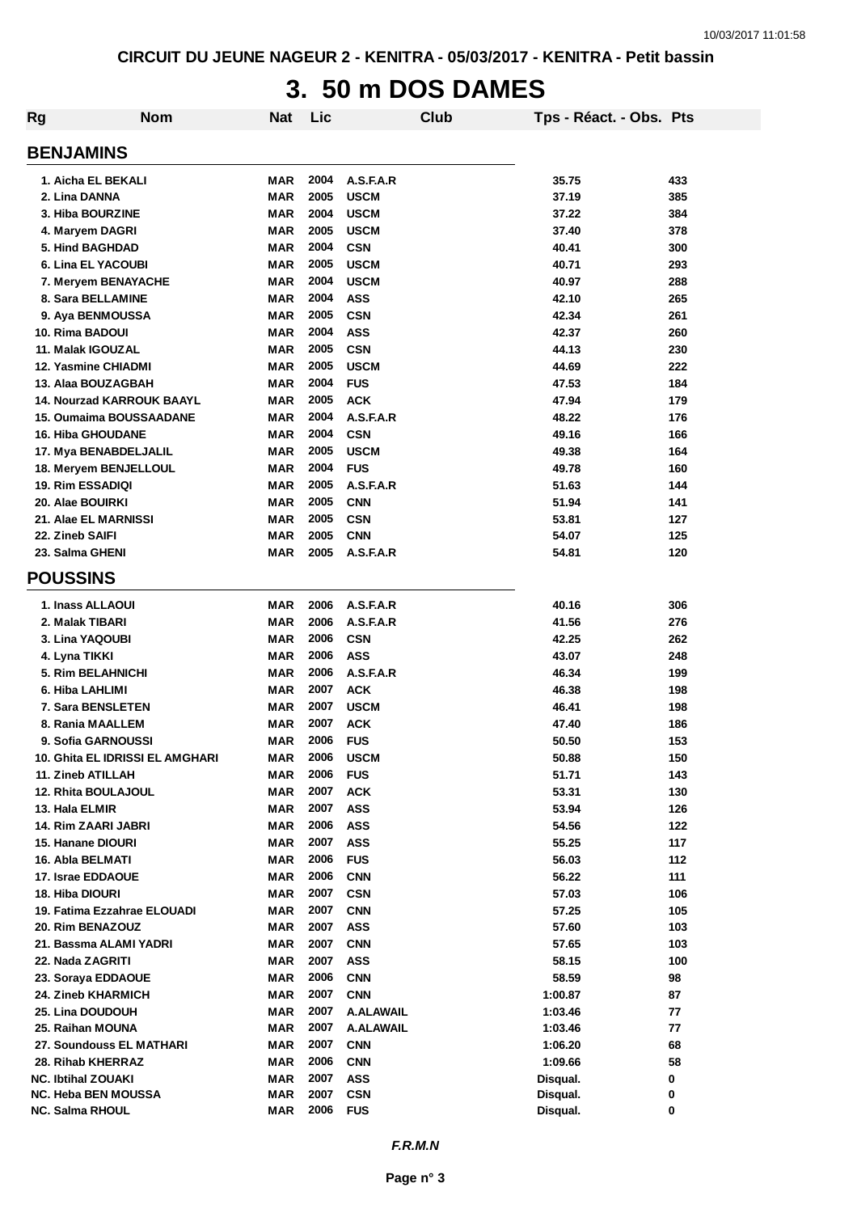CIRCUIT DU JEUNE NAGEUR 2 - KENITRA - 05/03/2017 - KENITRA - Petit bassin

# 3. 50 m DOS DAMES

| Rg | Nom | Nat | Lic | Club | Tps - Réact. - Obs. | Pts |
|---|---|---|---|---|---|---|
| **BENJAMINS** | | | | | | |
| 1. | Aicha EL BEKALI | MAR | 2004 | A.S.F.A.R | 35.75 | 433 |
| 2. | Lina DANNA | MAR | 2005 | USCM | 37.19 | 385 |
| 3. | Hiba BOURZINE | MAR | 2004 | USCM | 37.22 | 384 |
| 4. | Maryem DAGRI | MAR | 2005 | USCM | 37.40 | 378 |
| 5. | Hind BAGHDAD | MAR | 2004 | CSN | 40.41 | 300 |
| 6. | Lina EL YACOUBI | MAR | 2005 | USCM | 40.71 | 293 |
| 7. | Meryem BENAYACHE | MAR | 2004 | USCM | 40.97 | 288 |
| 8. | Sara BELLAMINE | MAR | 2004 | ASS | 42.10 | 265 |
| 9. | Aya BENMOUSSA | MAR | 2005 | CSN | 42.34 | 261 |
| 10. | Rima BADOUI | MAR | 2004 | ASS | 42.37 | 260 |
| 11. | Malak IGOUZAL | MAR | 2005 | CSN | 44.13 | 230 |
| 12. | Yasmine CHIADMI | MAR | 2005 | USCM | 44.69 | 222 |
| 13. | Alaa BOUZAGBAH | MAR | 2004 | FUS | 47.53 | 184 |
| 14. | Nourzad KARROUK BAAYL | MAR | 2005 | ACK | 47.94 | 179 |
| 15. | Oumaima BOUSSAADANE | MAR | 2004 | A.S.F.A.R | 48.22 | 176 |
| 16. | Hiba GHOUDANE | MAR | 2004 | CSN | 49.16 | 166 |
| 17. | Mya BENABDELJALIL | MAR | 2005 | USCM | 49.38 | 164 |
| 18. | Meryem BENJELLOUL | MAR | 2004 | FUS | 49.78 | 160 |
| 19. | Rim ESSADIQI | MAR | 2005 | A.S.F.A.R | 51.63 | 144 |
| 20. | Alae BOUIRKI | MAR | 2005 | CNN | 51.94 | 141 |
| 21. | Alae EL MARNISSI | MAR | 2005 | CSN | 53.81 | 127 |
| 22. | Zineb SAIFI | MAR | 2005 | CNN | 54.07 | 125 |
| 23. | Salma GHENI | MAR | 2005 | A.S.F.A.R | 54.81 | 120 |
| **POUSSINS** | | | | | | |
| 1. | Inass ALLAOUI | MAR | 2006 | A.S.F.A.R | 40.16 | 306 |
| 2. | Malak TIBARI | MAR | 2006 | A.S.F.A.R | 41.56 | 276 |
| 3. | Lina YAQOUBI | MAR | 2006 | CSN | 42.25 | 262 |
| 4. | Lyna TIKKI | MAR | 2006 | ASS | 43.07 | 248 |
| 5. | Rim BELAHNICHI | MAR | 2006 | A.S.F.A.R | 46.34 | 199 |
| 6. | Hiba LAHLIMI | MAR | 2007 | ACK | 46.38 | 198 |
| 7. | Sara BENSLETEN | MAR | 2007 | USCM | 46.41 | 198 |
| 8. | Rania MAALLEM | MAR | 2007 | ACK | 47.40 | 186 |
| 9. | Sofia GARNOUSSI | MAR | 2006 | FUS | 50.50 | 153 |
| 10. | Ghita EL IDRISSI EL AMGHARI | MAR | 2006 | USCM | 50.88 | 150 |
| 11. | Zineb ATILLAH | MAR | 2006 | FUS | 51.71 | 143 |
| 12. | Rhita BOULAJOUL | MAR | 2007 | ACK | 53.31 | 130 |
| 13. | Hala ELMIR | MAR | 2007 | ASS | 53.94 | 126 |
| 14. | Rim ZAARI JABRI | MAR | 2006 | ASS | 54.56 | 122 |
| 15. | Hanane DIOURI | MAR | 2007 | ASS | 55.25 | 117 |
| 16. | Abla BELMATI | MAR | 2006 | FUS | 56.03 | 112 |
| 17. | Israe EDDAOUE | MAR | 2006 | CNN | 56.22 | 111 |
| 18. | Hiba DIOURI | MAR | 2007 | CSN | 57.03 | 106 |
| 19. | Fatima Ezzahrae ELOUADI | MAR | 2007 | CNN | 57.25 | 105 |
| 20. | Rim BENAZOUZ | MAR | 2007 | ASS | 57.60 | 103 |
| 21. | Bassma ALAMI YADRI | MAR | 2007 | CNN | 57.65 | 103 |
| 22. | Nada ZAGRITI | MAR | 2007 | ASS | 58.15 | 100 |
| 23. | Soraya EDDAOUE | MAR | 2006 | CNN | 58.59 | 98 |
| 24. | Zineb KHARMICH | MAR | 2007 | CNN | 1:00.87 | 87 |
| 25. | Lina DOUDOUH | MAR | 2007 | A.ALAWAIL | 1:03.46 | 77 |
| 25. | Raihan MOUNA | MAR | 2007 | A.ALAWAIL | 1:03.46 | 77 |
| 27. | Soundouss EL MATHARI | MAR | 2007 | CNN | 1:06.20 | 68 |
| 28. | Rihab KHERRAZ | MAR | 2006 | CNN | 1:09.66 | 58 |
| NC. | Ibtihal ZOUAKI | MAR | 2007 | ASS | Disqual. | 0 |
| NC. | Heba BEN MOUSSA | MAR | 2007 | CSN | Disqual. | 0 |
| NC. | Salma RHOUL | MAR | 2006 | FUS | Disqual. | 0 |

*F.R.M.N*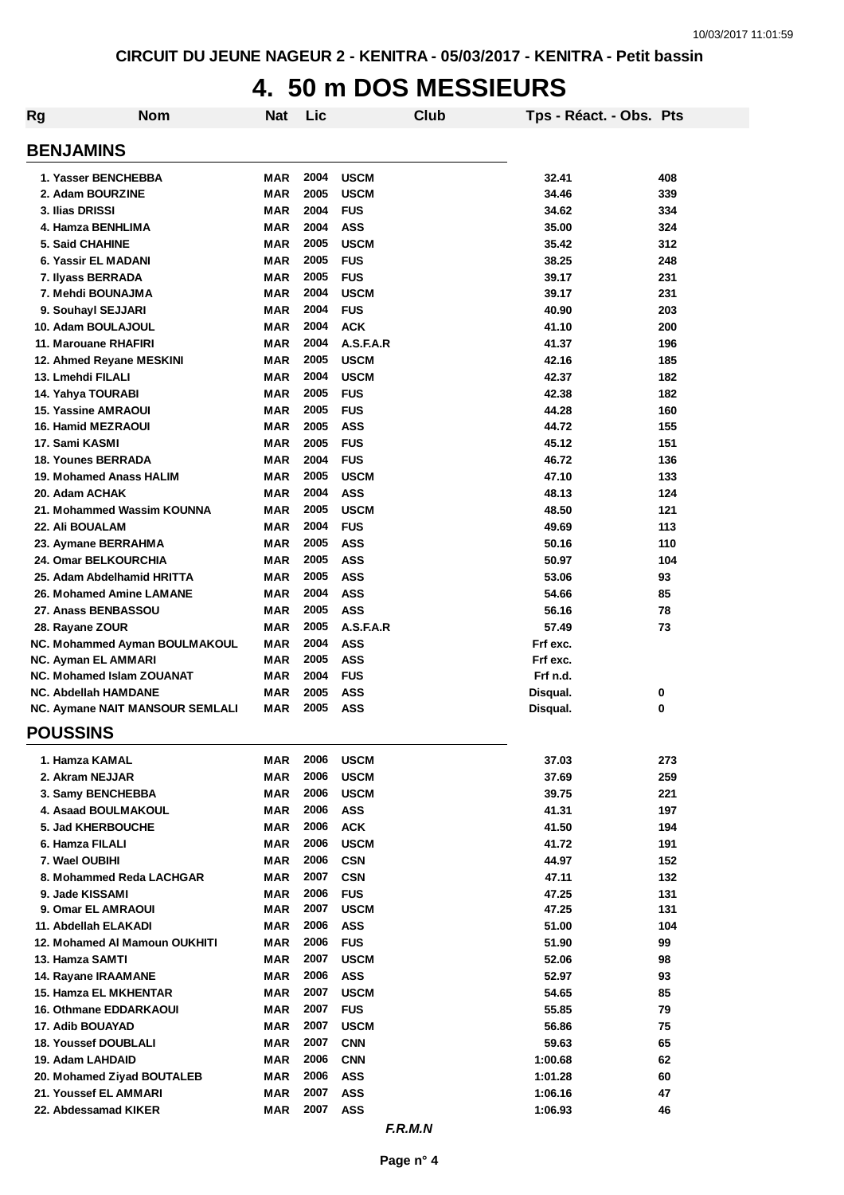# 4. 50 m DOS MESSIEURS

| Rg | Nom | Nat | Lic | Club | Tps - Réact. - Obs. | Pts |
|---|---|---|---|---|---|---|
| **BENJAMINS** | | | | | | |
| 1. | Yasser BENCHEBBA | MAR | 2004 | USCM | 32.41 | 408 |
| 2. | Adam BOURZINE | MAR | 2005 | USCM | 34.46 | 339 |
| 3. | Ilias DRISSI | MAR | 2004 | FUS | 34.62 | 334 |
| 4. | Hamza BENHLIMA | MAR | 2004 | ASS | 35.00 | 324 |
| 5. | Said CHAHINE | MAR | 2005 | USCM | 35.42 | 312 |
| 6. | Yassir EL MADANI | MAR | 2005 | FUS | 38.25 | 248 |
| 7. | Ilyass BERRADA | MAR | 2005 | FUS | 39.17 | 231 |
| 7. | Mehdi BOUNAJMA | MAR | 2004 | USCM | 39.17 | 231 |
| 9. | Souhayl SEJJARI | MAR | 2004 | FUS | 40.90 | 203 |
| 10. | Adam BOULAJOUL | MAR | 2004 | ACK | 41.10 | 200 |
| 11. | Marouane RHAFIRI | MAR | 2004 | A.S.F.A.R | 41.37 | 196 |
| 12. | Ahmed Reyane MESKINI | MAR | 2005 | USCM | 42.16 | 185 |
| 13. | Lmehdi FILALI | MAR | 2004 | USCM | 42.37 | 182 |
| 14. | Yahya TOURABI | MAR | 2005 | FUS | 42.38 | 182 |
| 15. | Yassine AMRAOUI | MAR | 2005 | FUS | 44.28 | 160 |
| 16. | Hamid MEZRAOUI | MAR | 2005 | ASS | 44.72 | 155 |
| 17. | Sami KASMI | MAR | 2005 | FUS | 45.12 | 151 |
| 18. | Younes BERRADA | MAR | 2004 | FUS | 46.72 | 136 |
| 19. | Mohamed Anass HALIM | MAR | 2005 | USCM | 47.10 | 133 |
| 20. | Adam ACHAK | MAR | 2004 | ASS | 48.13 | 124 |
| 21. | Mohammed Wassim KOUNNA | MAR | 2005 | USCM | 48.50 | 121 |
| 22. | Ali BOUALAM | MAR | 2004 | FUS | 49.69 | 113 |
| 23. | Aymane BERRAHMA | MAR | 2005 | ASS | 50.16 | 110 |
| 24. | Omar BELKOURCHIA | MAR | 2005 | ASS | 50.97 | 104 |
| 25. | Adam Abdelhamid HRITTA | MAR | 2005 | ASS | 53.06 | 93 |
| 26. | Mohamed Amine LAMANE | MAR | 2004 | ASS | 54.66 | 85 |
| 27. | Anass BENBASSOU | MAR | 2005 | ASS | 56.16 | 78 |
| 28. | Rayane ZOUR | MAR | 2005 | A.S.F.A.R | 57.49 | 73 |
| NC. | Mohammed Ayman BOULMAKOUL | MAR | 2004 | ASS | Frf exc. | |
| NC. | Ayman EL AMMARI | MAR | 2005 | ASS | Frf exc. | |
| NC. | Mohamed Islam ZOUANAT | MAR | 2004 | FUS | Frf n.d. | |
| NC. | Abdellah HAMDANE | MAR | 2005 | ASS | Disqual. | 0 |
| NC. | Aymane NAIT MANSOUR SEMLALI | MAR | 2005 | ASS | Disqual. | 0 |
| **POUSSINS** | | | | | | |
| 1. | Hamza KAMAL | MAR | 2006 | USCM | 37.03 | 273 |
| 2. | Akram NEJJAR | MAR | 2006 | USCM | 37.69 | 259 |
| 3. | Samy BENCHEBBA | MAR | 2006 | USCM | 39.75 | 221 |
| 4. | Asaad BOULMAKOUL | MAR | 2006 | ASS | 41.31 | 197 |
| 5. | Jad KHERBOUCHE | MAR | 2006 | ACK | 41.50 | 194 |
| 6. | Hamza FILALI | MAR | 2006 | USCM | 41.72 | 191 |
| 7. | Wael OUBIHI | MAR | 2006 | CSN | 44.97 | 152 |
| 8. | Mohammed Reda LACHGAR | MAR | 2007 | CSN | 47.11 | 132 |
| 9. | Jade KISSAMI | MAR | 2006 | FUS | 47.25 | 131 |
| 9. | Omar EL AMRAOUI | MAR | 2007 | USCM | 47.25 | 131 |
| 11. | Abdellah ELAKADI | MAR | 2006 | ASS | 51.00 | 104 |
| 12. | Mohamed Al Mamoun OUKHITI | MAR | 2006 | FUS | 51.90 | 99 |
| 13. | Hamza SAMTI | MAR | 2007 | USCM | 52.06 | 98 |
| 14. | Rayane IRAAMANE | MAR | 2006 | ASS | 52.97 | 93 |
| 15. | Hamza EL MKHENTAR | MAR | 2007 | USCM | 54.65 | 85 |
| 16. | Othmane EDDARKAOUI | MAR | 2007 | FUS | 55.85 | 79 |
| 17. | Adib BOUAYAD | MAR | 2007 | USCM | 56.86 | 75 |
| 18. | Youssef DOUBLALI | MAR | 2007 | CNN | 59.63 | 65 |
| 19. | Adam LAHDAID | MAR | 2006 | CNN | 1:00.68 | 62 |
| 20. | Mohamed Ziyad BOUTALEB | MAR | 2006 | ASS | 1:01.28 | 60 |
| 21. | Youssef EL AMMARI | MAR | 2007 | ASS | 1:06.16 | 47 |
| 22. | Abdessamad KIKER | MAR | 2007 | ASS | 1:06.93 | 46 |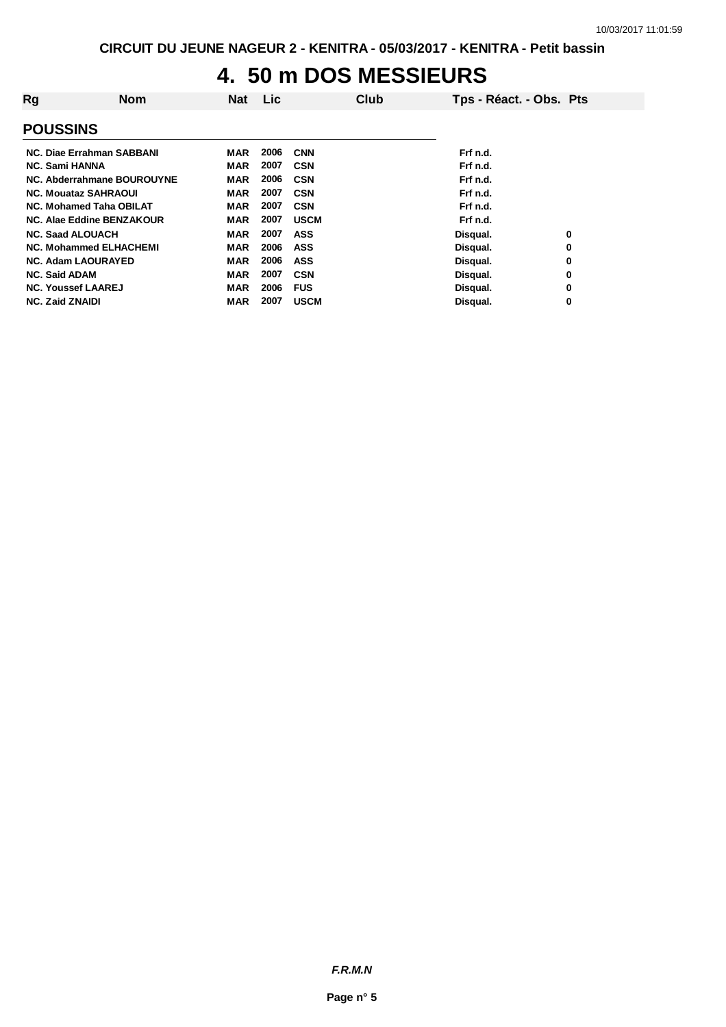# 4. 50 m DOS MESSIEURS

| Rg | Nom | Nat | Lic | Club | Tps - Réact. - Obs. | Pts |
|---|---|---|---|---|---|---|
| **POUSSINS** | | | | | | |
| NC. | Diae Errahman SABBANI | MAR | 2006 | CNN | Frf n.d. | |
| NC. | Sami HANNA | MAR | 2007 | CSN | Frf n.d. | |
| NC. | Abderrahmane BOUROUYNE | MAR | 2006 | CSN | Frf n.d. | |
| NC. | Mouataz SAHRAOUI | MAR | 2007 | CSN | Frf n.d. | |
| NC. | Mohamed Taha OBILAT | MAR | 2007 | CSN | Frf n.d. | |
| NC. | Alae Eddine BENZAKOUR | MAR | 2007 | USCM | Frf n.d. | |
| NC. | Saad ALOUACH | MAR | 2007 | ASS | Disqual. | 0 |
| NC. | Mohammed ELHACHEMI | MAR | 2006 | ASS | Disqual. | 0 |
| NC. | Adam LAOURAYED | MAR | 2006 | ASS | Disqual. | 0 |
| NC. | Said ADAM | MAR | 2007 | CSN | Disqual. | 0 |
| NC. | Youssef LAAREJ | MAR | 2006 | FUS | Disqual. | 0 |
| NC. | Zaid ZNAIDI | MAR | 2007 | USCM | Disqual. | 0 |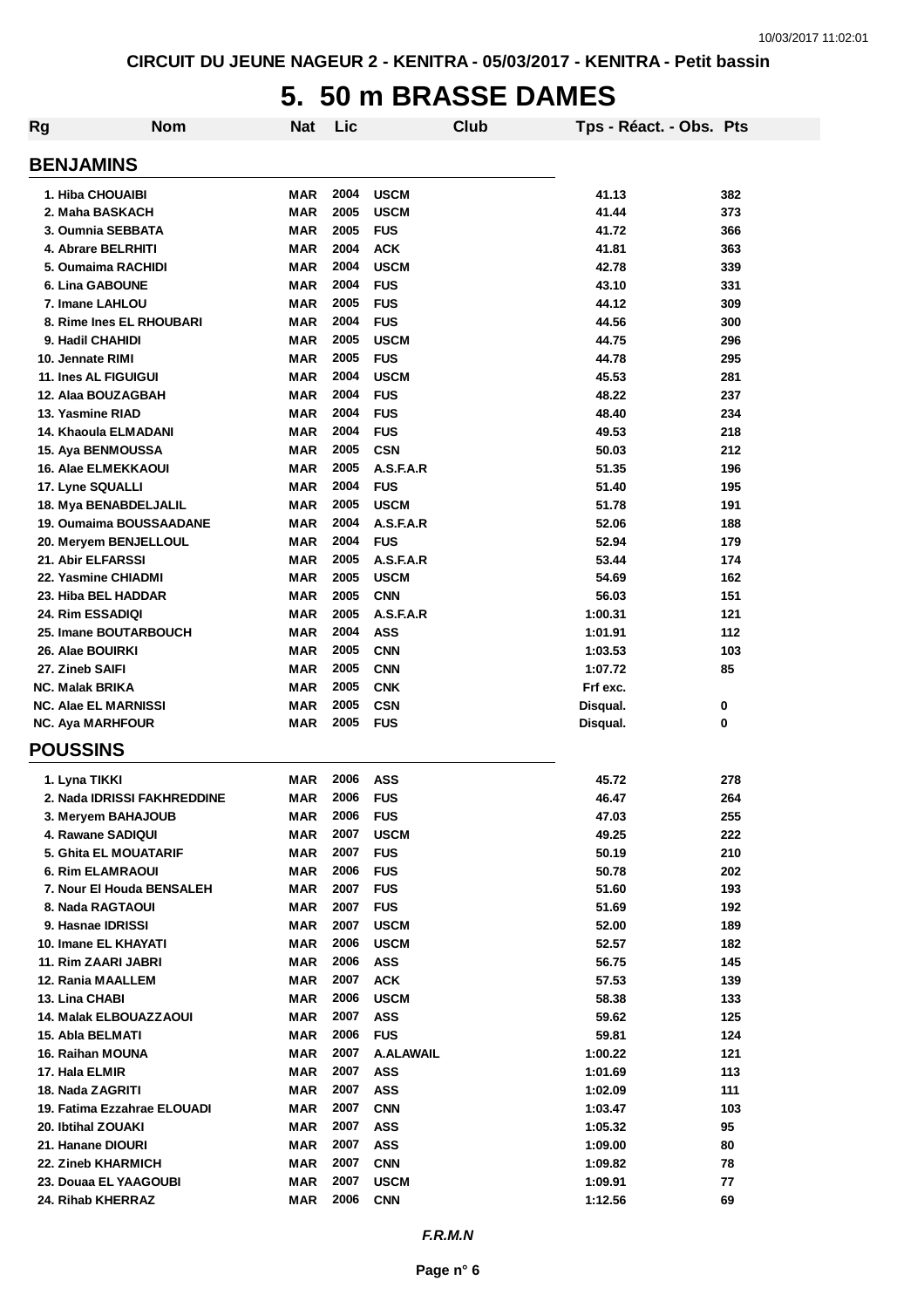CIRCUIT DU JEUNE NAGEUR 2 - KENITRA - 05/03/2017 - KENITRA - Petit bassin

# 5. 50 m BRASSE DAMES

| Rg | Nom | Nat | Lic | Club | Tps - Réact. - Obs. | Pts |
|---|---|---|---|---|---|---|
| **BENJAMINS** | | | | | | |
| 1. | Hiba CHOUAIBI | MAR | 2004 | USCM | 41.13 | 382 |
| 2. | Maha BASKACH | MAR | 2005 | USCM | 41.44 | 373 |
| 3. | Oumnia SEBBATA | MAR | 2005 | FUS | 41.72 | 366 |
| 4. | Abrare BELRHITI | MAR | 2004 | ACK | 41.81 | 363 |
| 5. | Oumaima RACHIDI | MAR | 2004 | USCM | 42.78 | 339 |
| 6. | Lina GABOUNE | MAR | 2004 | FUS | 43.10 | 331 |
| 7. | Imane LAHLOU | MAR | 2005 | FUS | 44.12 | 309 |
| 8. | Rime Ines EL RHOUBARI | MAR | 2004 | FUS | 44.56 | 300 |
| 9. | Hadil CHAHIDI | MAR | 2005 | USCM | 44.75 | 296 |
| 10. | Jennate RIMI | MAR | 2005 | FUS | 44.78 | 295 |
| 11. | Ines AL FIGUIGUI | MAR | 2004 | USCM | 45.53 | 281 |
| 12. | Alaa BOUZAGBAH | MAR | 2004 | FUS | 48.22 | 237 |
| 13. | Yasmine RIAD | MAR | 2004 | FUS | 48.40 | 234 |
| 14. | Khaoula ELMADANI | MAR | 2004 | FUS | 49.53 | 218 |
| 15. | Aya BENMOUSSA | MAR | 2005 | CSN | 50.03 | 212 |
| 16. | Alae ELMEKKAOUI | MAR | 2005 | A.S.F.A.R | 51.35 | 196 |
| 17. | Lyne SQUALLI | MAR | 2004 | FUS | 51.40 | 195 |
| 18. | Mya BENABDELJALIL | MAR | 2005 | USCM | 51.78 | 191 |
| 19. | Oumaima BOUSSAADANE | MAR | 2004 | A.S.F.A.R | 52.06 | 188 |
| 20. | Meryem BENJELLOUL | MAR | 2004 | FUS | 52.94 | 179 |
| 21. | Abir ELFARSSI | MAR | 2005 | A.S.F.A.R | 53.44 | 174 |
| 22. | Yasmine CHIADMI | MAR | 2005 | USCM | 54.69 | 162 |
| 23. | Hiba BEL HADDAR | MAR | 2005 | CNN | 56.03 | 151 |
| 24. | Rim ESSADIQI | MAR | 2005 | A.S.F.A.R | 1:00.31 | 121 |
| 25. | Imane BOUTARBOUCH | MAR | 2004 | ASS | 1:01.91 | 112 |
| 26. | Alae BOUIRKI | MAR | 2005 | CNN | 1:03.53 | 103 |
| 27. | Zineb SAIFI | MAR | 2005 | CNN | 1:07.72 | 85 |
| NC. | Malak BRIKA | MAR | 2005 | CNK | Frf exc. | |
| NC. | Alae EL MARNISSI | MAR | 2005 | CSN | Disqual. | 0 |
| NC. | Aya MARHFOUR | MAR | 2005 | FUS | Disqual. | 0 |
| **POUSSINS** | | | | | | |
| 1. | Lyna TIKKI | MAR | 2006 | ASS | 45.72 | 278 |
| 2. | Nada IDRISSI FAKHREDDINE | MAR | 2006 | FUS | 46.47 | 264 |
| 3. | Meryem BAHAJOUB | MAR | 2006 | FUS | 47.03 | 255 |
| 4. | Rawane SADIQUI | MAR | 2007 | USCM | 49.25 | 222 |
| 5. | Ghita EL MOUATARIF | MAR | 2007 | FUS | 50.19 | 210 |
| 6. | Rim ELAMRAOUI | MAR | 2006 | FUS | 50.78 | 202 |
| 7. | Nour El Houda BENSALEH | MAR | 2007 | FUS | 51.60 | 193 |
| 8. | Nada RAGTAOUI | MAR | 2007 | FUS | 51.69 | 192 |
| 9. | Hasnae IDRISSI | MAR | 2007 | USCM | 52.00 | 189 |
| 10. | Imane EL KHAYATI | MAR | 2006 | USCM | 52.57 | 182 |
| 11. | Rim ZAARI JABRI | MAR | 2006 | ASS | 56.75 | 145 |
| 12. | Rania MAALLEM | MAR | 2007 | ACK | 57.53 | 139 |
| 13. | Lina CHABI | MAR | 2006 | USCM | 58.38 | 133 |
| 14. | Malak ELBOUAZZAOUI | MAR | 2007 | ASS | 59.62 | 125 |
| 15. | Abla BELMATI | MAR | 2006 | FUS | 59.81 | 124 |
| 16. | Raihan MOUNA | MAR | 2007 | A.ALAWAIL | 1:00.22 | 121 |
| 17. | Hala ELMIR | MAR | 2007 | ASS | 1:01.69 | 113 |
| 18. | Nada ZAGRITI | MAR | 2007 | ASS | 1:02.09 | 111 |
| 19. | Fatima Ezzahrae ELOUADI | MAR | 2007 | CNN | 1:03.47 | 103 |
| 20. | Ibtihal ZOUAKI | MAR | 2007 | ASS | 1:05.32 | 95 |
| 21. | Hanane DIOURI | MAR | 2007 | ASS | 1:09.00 | 80 |
| 22. | Zineb KHARMICH | MAR | 2007 | CNN | 1:09.82 | 78 |
| 23. | Douaa EL YAAGOUBI | MAR | 2007 | USCM | 1:09.91 | 77 |
| 24. | Rihab KHERRAZ | MAR | 2006 | CNN | 1:12.56 | 69 |

*F.R.M.N*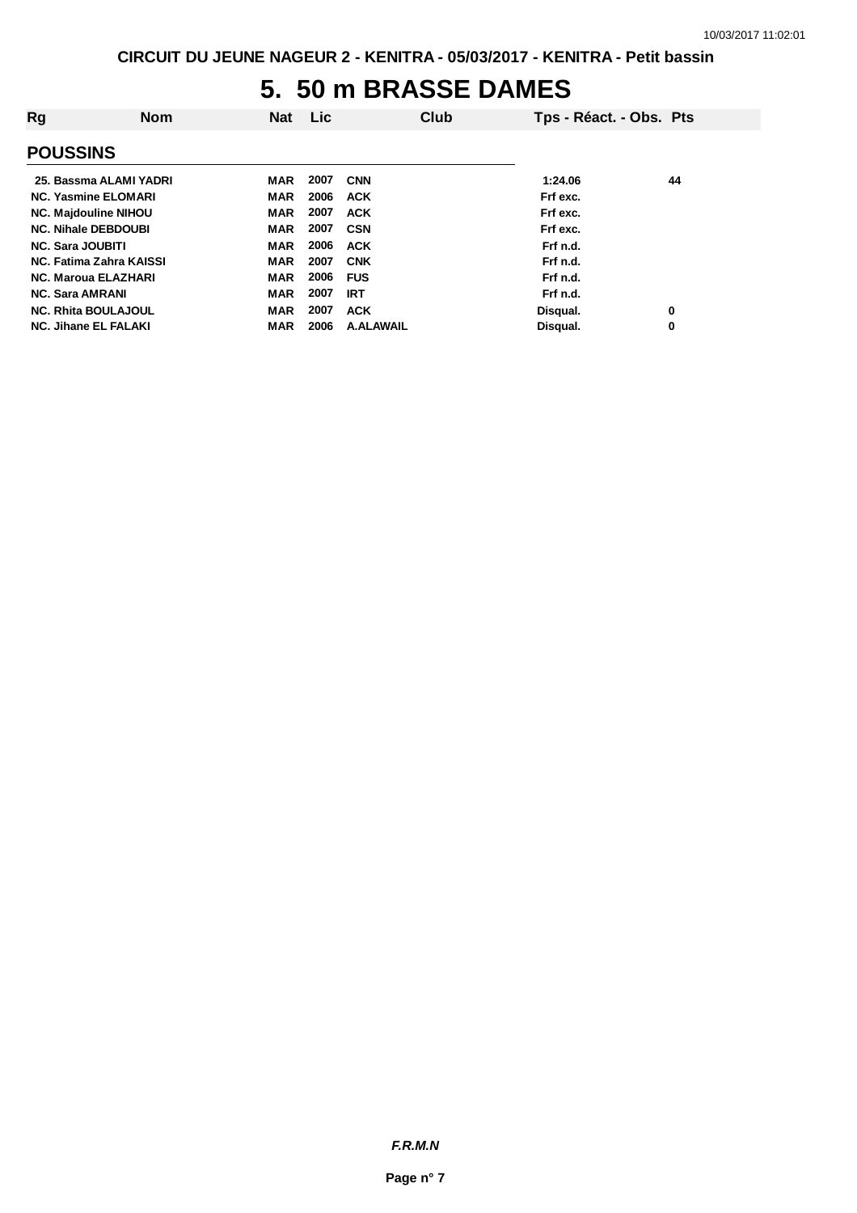CIRCUIT DU JEUNE NAGEUR 2 - KENITRA - 05/03/2017 - KENITRA - Petit bassin

# 5. 50 m BRASSE DAMES

| Rg | Nom | Nat | Lic | Club | Tps - Réact. - Obs. | Pts |
|---|---|---|---|---|---|---|
| **POUSSINS** | | | | | | |
| 25. | Bassma ALAMI YADRI | MAR | 2007 | CNN | 1:24.06 | 44 |
| NC. | Yasmine ELOMARI | MAR | 2006 | ACK | Frf exc. | |
| NC. | Majdouline NIHOU | MAR | 2007 | ACK | Frf exc. | |
| NC. | Nihale DEBDOUBI | MAR | 2007 | CSN | Frf exc. | |
| NC. | Sara JOUBITI | MAR | 2006 | ACK | Frf n.d. | |
| NC. | Fatima Zahra KAISSI | MAR | 2007 | CNK | Frf n.d. | |
| NC. | Maroua ELAZHARI | MAR | 2006 | FUS | Frf n.d. | |
| NC. | Sara AMRANI | MAR | 2007 | IRT | Frf n.d. | |
| NC. | Rhita BOULAJOUL | MAR | 2007 | ACK | Disqual. | 0 |
| NC. | Jihane EL FALAKI | MAR | 2006 | A.ALAWAIL | Disqual. | 0 |

*F.R.M.N*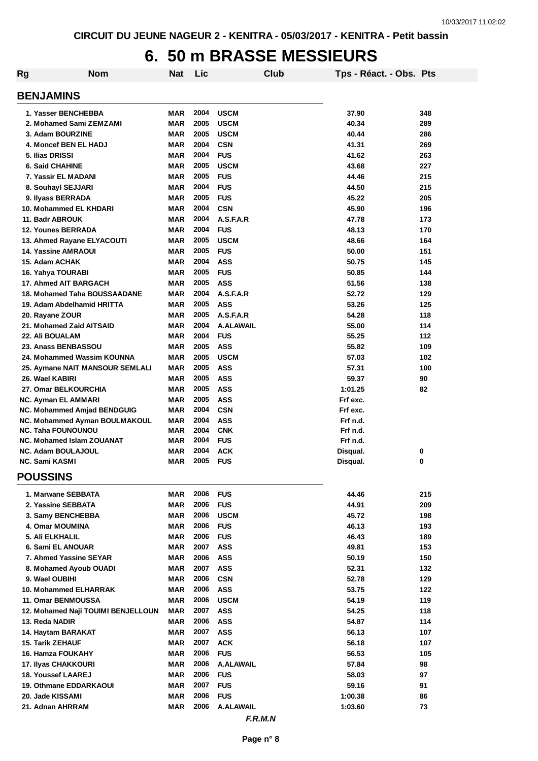CIRCUIT DU JEUNE NAGEUR 2 - KENITRA - 05/03/2017 - KENITRA - Petit bassin

# 6. 50 m BRASSE MESSIEURS

| Rg | Nom | Nat | Lic | Club | Tps - Réact. - Obs. | Pts |
|---|---|---|---|---|---|---|
| **BENJAMINS** | | | | | | |
| 1. | Yasser BENCHEBBA | MAR | 2004 | USCM | 37.90 | 348 |
| 2. | Mohamed Sami ZEMZAMI | MAR | 2005 | USCM | 40.34 | 289 |
| 3. | Adam BOURZINE | MAR | 2005 | USCM | 40.44 | 286 |
| 4. | Moncef BEN EL HADJ | MAR | 2004 | CSN | 41.31 | 269 |
| 5. | Ilias DRISSI | MAR | 2004 | FUS | 41.62 | 263 |
| 6. | Said CHAHINE | MAR | 2005 | USCM | 43.68 | 227 |
| 7. | Yassir EL MADANI | MAR | 2005 | FUS | 44.46 | 215 |
| 8. | Souhayl SEJJARI | MAR | 2004 | FUS | 44.50 | 215 |
| 9. | Ilyass BERRADA | MAR | 2005 | FUS | 45.22 | 205 |
| 10. | Mohammed EL KHDARI | MAR | 2004 | CSN | 45.90 | 196 |
| 11. | Badr ABROUK | MAR | 2004 | A.S.F.A.R | 47.78 | 173 |
| 12. | Younes BERRADA | MAR | 2004 | FUS | 48.13 | 170 |
| 13. | Ahmed Rayane ELYACOUTI | MAR | 2005 | USCM | 48.66 | 164 |
| 14. | Yassine AMRAOUI | MAR | 2005 | FUS | 50.00 | 151 |
| 15. | Adam ACHAK | MAR | 2004 | ASS | 50.75 | 145 |
| 16. | Yahya TOURABI | MAR | 2005 | FUS | 50.85 | 144 |
| 17. | Ahmed AIT BARGACH | MAR | 2005 | ASS | 51.56 | 138 |
| 18. | Mohamed Taha BOUSSAADANE | MAR | 2004 | A.S.F.A.R | 52.72 | 129 |
| 19. | Adam Abdelhamid HRITTA | MAR | 2005 | ASS | 53.26 | 125 |
| 20. | Rayane ZOUR | MAR | 2005 | A.S.F.A.R | 54.28 | 118 |
| 21. | Mohamed Zaid AITSAID | MAR | 2004 | A.ALAWAIL | 55.00 | 114 |
| 22. | Ali BOUALAM | MAR | 2004 | FUS | 55.25 | 112 |
| 23. | Anass BENBASSOU | MAR | 2005 | ASS | 55.82 | 109 |
| 24. | Mohammed Wassim KOUNNA | MAR | 2005 | USCM | 57.03 | 102 |
| 25. | Aymane NAIT MANSOUR SEMLALI | MAR | 2005 | ASS | 57.31 | 100 |
| 26. | Wael KABIRI | MAR | 2005 | ASS | 59.37 | 90 |
| 27. | Omar BELKOURCHIA | MAR | 2005 | ASS | 1:01.25 | 82 |
| NC. | Ayman EL AMMARI | MAR | 2005 | ASS | Frf exc. | |
| NC. | Mohammed Amjad BENDGUIG | MAR | 2004 | CSN | Frf exc. | |
| NC. | Mohammed Ayman BOULMAKOUL | MAR | 2004 | ASS | Frf n.d. | |
| NC. | Taha FOUNOUNOU | MAR | 2004 | CNK | Frf n.d. | |
| NC. | Mohamed Islam ZOUANAT | MAR | 2004 | FUS | Frf n.d. | |
| NC. | Adam BOULAJOUL | MAR | 2004 | ACK | Disqual. | 0 |
| NC. | Sami KASMI | MAR | 2005 | FUS | Disqual. | 0 |
| **POUSSINS** | | | | | | |
| 1. | Marwane SEBBATA | MAR | 2006 | FUS | 44.46 | 215 |
| 2. | Yassine SEBBATA | MAR | 2006 | FUS | 44.91 | 209 |
| 3. | Samy BENCHEBBA | MAR | 2006 | USCM | 45.72 | 198 |
| 4. | Omar MOUMINA | MAR | 2006 | FUS | 46.13 | 193 |
| 5. | Ali ELKHALIL | MAR | 2006 | FUS | 46.43 | 189 |
| 6. | Sami EL ANOUAR | MAR | 2007 | ASS | 49.81 | 153 |
| 7. | Ahmed Yassine SEYAR | MAR | 2006 | ASS | 50.19 | 150 |
| 8. | Mohamed Ayoub OUADI | MAR | 2007 | ASS | 52.31 | 132 |
| 9. | Wael OUBIHI | MAR | 2006 | CSN | 52.78 | 129 |
| 10. | Mohammed ELHARRAK | MAR | 2006 | ASS | 53.75 | 122 |
| 11. | Omar BENMOUSSA | MAR | 2006 | USCM | 54.19 | 119 |
| 12. | Mohamed Naji TOUIMI BENJELLOUN | MAR | 2007 | ASS | 54.25 | 118 |
| 13. | Reda NADIR | MAR | 2006 | ASS | 54.87 | 114 |
| 14. | Haytam BARAKAT | MAR | 2007 | ASS | 56.13 | 107 |
| 15. | Tarik ZEHAUF | MAR | 2007 | ACK | 56.18 | 107 |
| 16. | Hamza FOUKAHY | MAR | 2006 | FUS | 56.53 | 105 |
| 17. | Ilyas CHAKKOURI | MAR | 2006 | A.ALAWAIL | 57.84 | 98 |
| 18. | Youssef LAAREJ | MAR | 2006 | FUS | 58.03 | 97 |
| 19. | Othmane EDDARKAOUI | MAR | 2007 | FUS | 59.16 | 91 |
| 20. | Jade KISSAMI | MAR | 2006 | FUS | 1:00.38 | 86 |
| 21. | Adnan AHRRAM | MAR | 2006 | A.ALAWAIL | 1:03.60 | 73 |

*F.R.M.N*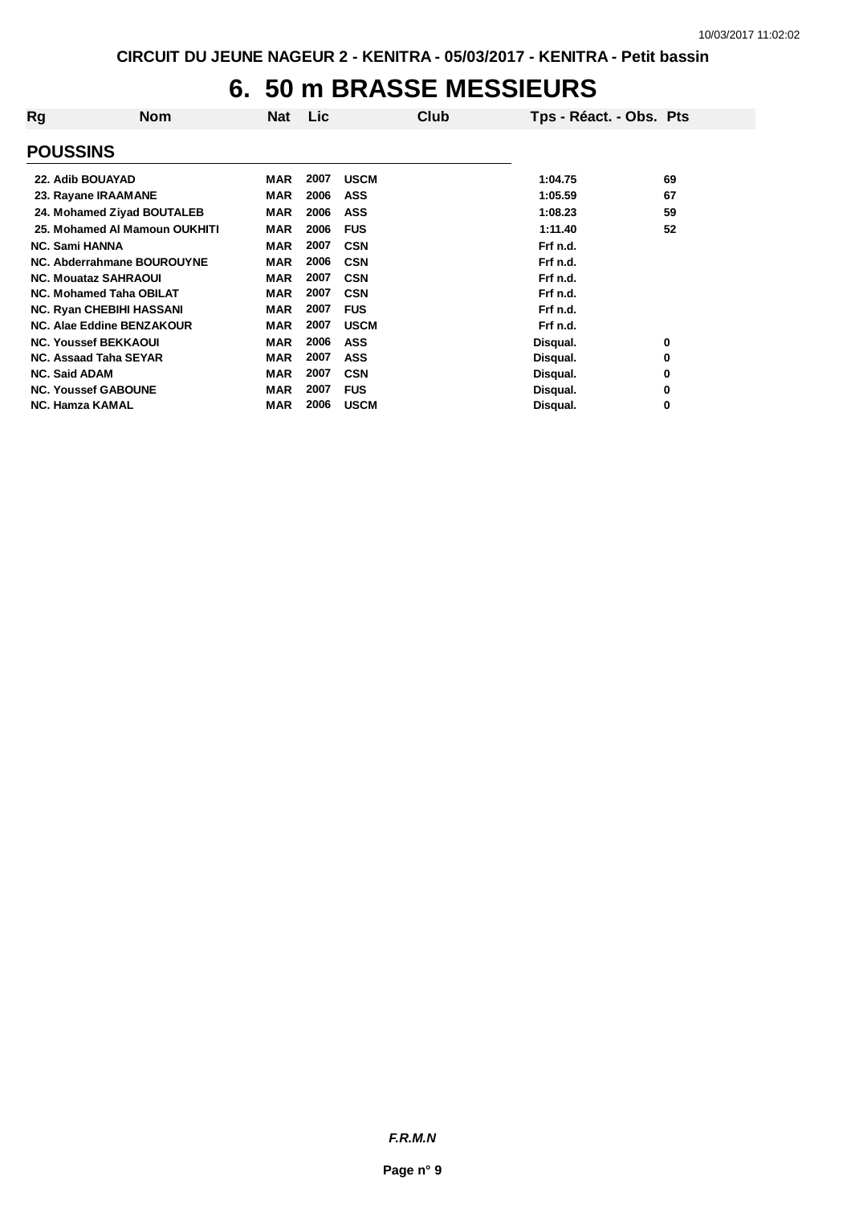CIRCUIT DU JEUNE NAGEUR 2 - KENITRA - 05/03/2017 - KENITRA - Petit bassin

# 6. 50 m BRASSE MESSIEURS

| Rg | Nom | Nat | Lic | Club | Tps - Réact. - Obs. | Pts |
|---|---|---|---|---|---|---|

## POUSSINS

| Rg | Nom | Nat | Lic | Club | Tps - Réact. - Obs. | Pts |
|---|---|---|---|---|---|---|
| 22. | Adib BOUAYAD | MAR | 2007 | USCM | 1:04.75 | 69 |
| 23. | Rayane IRAAMANE | MAR | 2006 | ASS | 1:05.59 | 67 |
| 24. | Mohamed Ziyad BOUTALEB | MAR | 2006 | ASS | 1:08.23 | 59 |
| 25. | Mohamed Al Mamoun OUKHITI | MAR | 2006 | FUS | 1:11.40 | 52 |
| NC. | Sami HANNA | MAR | 2007 | CSN | Frf n.d. | |
| NC. | Abderrahmane BOUROUYNE | MAR | 2006 | CSN | Frf n.d. | |
| NC. | Mouataz SAHRAOUI | MAR | 2007 | CSN | Frf n.d. | |
| NC. | Mohamed Taha OBILAT | MAR | 2007 | CSN | Frf n.d. | |
| NC. | Ryan CHEBIHI HASSANI | MAR | 2007 | FUS | Frf n.d. | |
| NC. | Alae Eddine BENZAKOUR | MAR | 2007 | USCM | Frf n.d. | |
| NC. | Youssef BEKKAOUI | MAR | 2006 | ASS | Disqual. | 0 |
| NC. | Assaad Taha SEYAR | MAR | 2007 | ASS | Disqual. | 0 |
| NC. | Said ADAM | MAR | 2007 | CSN | Disqual. | 0 |
| NC. | Youssef GABOUNE | MAR | 2007 | FUS | Disqual. | 0 |
| NC. | Hamza KAMAL | MAR | 2006 | USCM | Disqual. | 0 |

*F.R.M.N*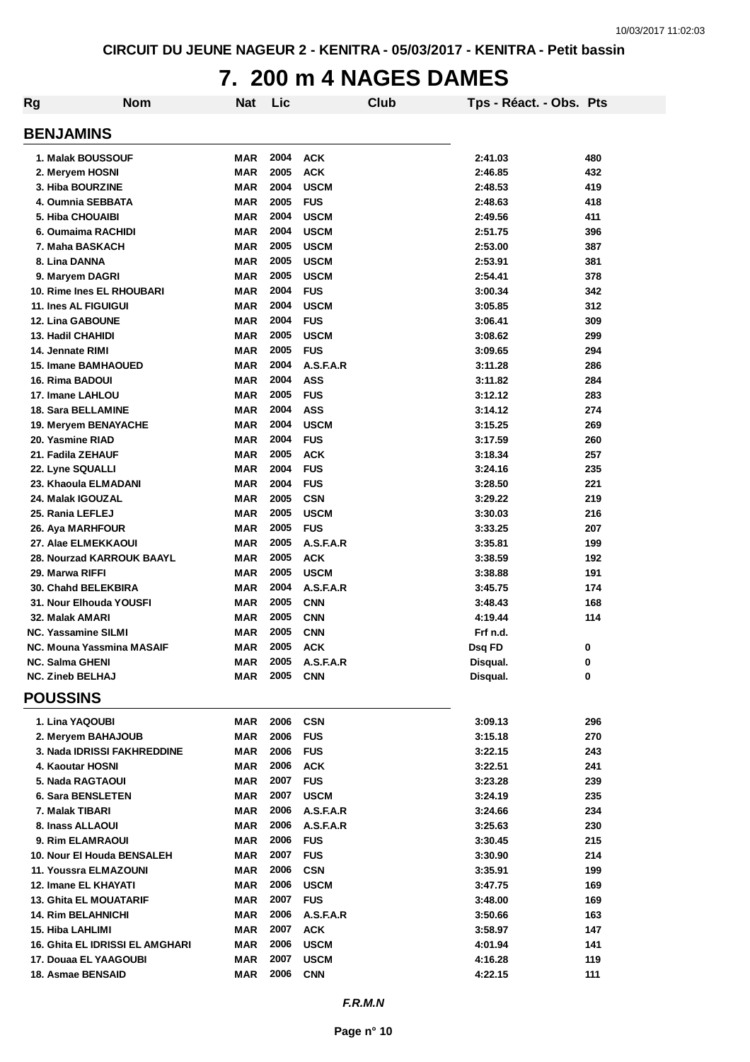CIRCUIT DU JEUNE NAGEUR 2 - KENITRA - 05/03/2017 - KENITRA - Petit bassin

# 7. 200 m 4 NAGES DAMES

| Rg | Nom | Nat | Lic | Club | Tps - Réact. - Obs. | Pts |
|---|---|---|---|---|---|---|

## BENJAMINS

| Rg | Nom | Nat | Lic | Club | Tps - Réact. - Obs. | Pts |
|---|---|---|---|---|---|---|
| 1. | Malak BOUSSOUF | MAR | 2004 | ACK | 2:41.03 | 480 |
| 2. | Meryem HOSNI | MAR | 2005 | ACK | 2:46.85 | 432 |
| 3. | Hiba BOURZINE | MAR | 2004 | USCM | 2:48.53 | 419 |
| 4. | Oumnia SEBBATA | MAR | 2005 | FUS | 2:48.63 | 418 |
| 5. | Hiba CHOUAIBI | MAR | 2004 | USCM | 2:49.56 | 411 |
| 6. | Oumaima RACHIDI | MAR | 2004 | USCM | 2:51.75 | 396 |
| 7. | Maha BASKACH | MAR | 2005 | USCM | 2:53.00 | 387 |
| 8. | Lina DANNA | MAR | 2005 | USCM | 2:53.91 | 381 |
| 9. | Maryem DAGRI | MAR | 2005 | USCM | 2:54.41 | 378 |
| 10. | Rime Ines EL RHOUBARI | MAR | 2004 | FUS | 3:00.34 | 342 |
| 11. | Ines AL FIGUIGUI | MAR | 2004 | USCM | 3:05.85 | 312 |
| 12. | Lina GABOUNE | MAR | 2004 | FUS | 3:06.41 | 309 |
| 13. | Hadil CHAHIDI | MAR | 2005 | USCM | 3:08.62 | 299 |
| 14. | Jennate RIMI | MAR | 2005 | FUS | 3:09.65 | 294 |
| 15. | Imane BAMHAOUED | MAR | 2004 | A.S.F.A.R | 3:11.28 | 286 |
| 16. | Rima BADOUI | MAR | 2004 | ASS | 3:11.82 | 284 |
| 17. | Imane LAHLOU | MAR | 2005 | FUS | 3:12.12 | 283 |
| 18. | Sara BELLAMINE | MAR | 2004 | ASS | 3:14.12 | 274 |
| 19. | Meryem BENAYACHE | MAR | 2004 | USCM | 3:15.25 | 269 |
| 20. | Yasmine RIAD | MAR | 2004 | FUS | 3:17.59 | 260 |
| 21. | Fadila ZEHAUF | MAR | 2005 | ACK | 3:18.34 | 257 |
| 22. | Lyne SQUALLI | MAR | 2004 | FUS | 3:24.16 | 235 |
| 23. | Khaoula ELMADANI | MAR | 2004 | FUS | 3:28.50 | 221 |
| 24. | Malak IGOUZAL | MAR | 2005 | CSN | 3:29.22 | 219 |
| 25. | Rania LEFLEJ | MAR | 2005 | USCM | 3:30.03 | 216 |
| 26. | Aya MARHFOUR | MAR | 2005 | FUS | 3:33.25 | 207 |
| 27. | Alae ELMEKKAOUI | MAR | 2005 | A.S.F.A.R | 3:35.81 | 199 |
| 28. | Nourzad KARROUK BAAYL | MAR | 2005 | ACK | 3:38.59 | 192 |
| 29. | Marwa RIFFI | MAR | 2005 | USCM | 3:38.88 | 191 |
| 30. | Chahd BELEKBIRA | MAR | 2004 | A.S.F.A.R | 3:45.75 | 174 |
| 31. | Nour Elhouda YOUSFI | MAR | 2005 | CNN | 3:48.43 | 168 |
| 32. | Malak AMARI | MAR | 2005 | CNN | 4:19.44 | 114 |
| NC. | Yassamine SILMI | MAR | 2005 | CNN | Frf n.d. | |
| NC. | Mouna Yassmina MASAIF | MAR | 2005 | ACK | Dsq FD | 0 |
| NC. | Salma GHENI | MAR | 2005 | A.S.F.A.R | Disqual. | 0 |
| NC. | Zineb BELHAJ | MAR | 2005 | CNN | Disqual. | 0 |

## POUSSINS

| Rg | Nom | Nat | Lic | Club | Tps - Réact. - Obs. | Pts |
|---|---|---|---|---|---|---|
| 1. | Lina YAQOUBI | MAR | 2006 | CSN | 3:09.13 | 296 |
| 2. | Meryem BAHAJOUB | MAR | 2006 | FUS | 3:15.18 | 270 |
| 3. | Nada IDRISSI FAKHREDDINE | MAR | 2006 | FUS | 3:22.15 | 243 |
| 4. | Kaoutar HOSNI | MAR | 2006 | ACK | 3:22.51 | 241 |
| 5. | Nada RAGTAOUI | MAR | 2007 | FUS | 3:23.28 | 239 |
| 6. | Sara BENSLETEN | MAR | 2007 | USCM | 3:24.19 | 235 |
| 7. | Malak TIBARI | MAR | 2006 | A.S.F.A.R | 3:24.66 | 234 |
| 8. | Inass ALLAOUI | MAR | 2006 | A.S.F.A.R | 3:25.63 | 230 |
| 9. | Rim ELAMRAOUI | MAR | 2006 | FUS | 3:30.45 | 215 |
| 10. | Nour El Houda BENSALEH | MAR | 2007 | FUS | 3:30.90 | 214 |
| 11. | Youssra ELMAZOUNI | MAR | 2006 | CSN | 3:35.91 | 199 |
| 12. | Imane EL KHAYATI | MAR | 2006 | USCM | 3:47.75 | 169 |
| 13. | Ghita EL MOUATARIF | MAR | 2007 | FUS | 3:48.00 | 169 |
| 14. | Rim BELAHNICHI | MAR | 2006 | A.S.F.A.R | 3:50.66 | 163 |
| 15. | Hiba LAHLIMI | MAR | 2007 | ACK | 3:58.97 | 147 |
| 16. | Ghita EL IDRISSI EL AMGHARI | MAR | 2006 | USCM | 4:01.94 | 141 |
| 17. | Douaa EL YAAGOUBI | MAR | 2007 | USCM | 4:16.28 | 119 |
| 18. | Asmae BENSAID | MAR | 2006 | CNN | 4:22.15 | 111 |

*F.R.M.N*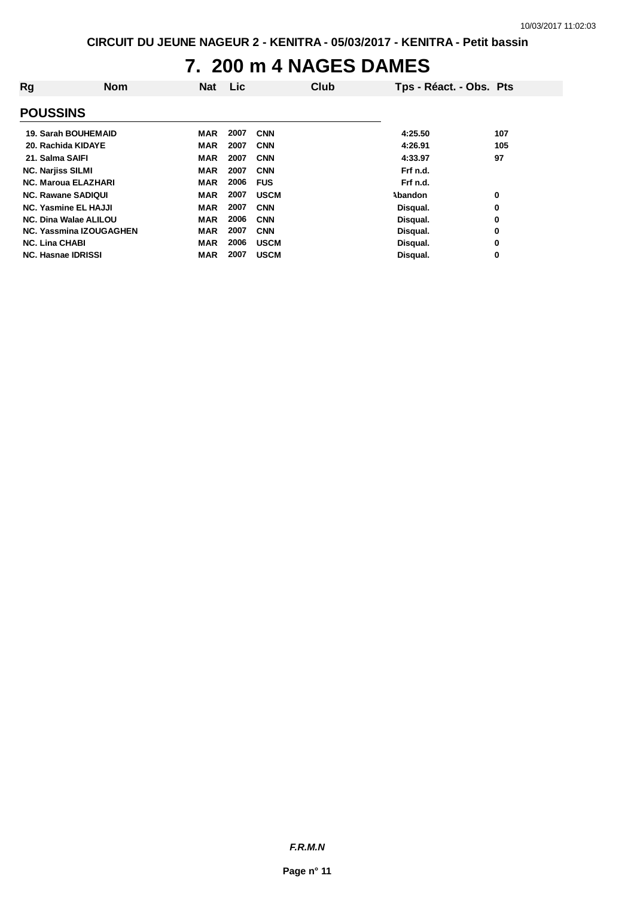CIRCUIT DU JEUNE NAGEUR 2 - KENITRA - 05/03/2017 - KENITRA - Petit bassin

# 7. 200 m 4 NAGES DAMES

| Rg | Nom | Nat | Lic | Club | Tps - Réact. - Obs. | Pts |
|---|---|---|---|---|---|---|

## POUSSINS

| Rg | Nom | Nat | Lic | Club | Tps - Réact. - Obs. | Pts |
|---|---|---|---|---|---|---|
| 19. | Sarah BOUHEMAID | MAR | 2007 | CNN | 4:25.50 | 107 |
| 20. | Rachida KIDAYE | MAR | 2007 | CNN | 4:26.91 | 105 |
| 21. | Salma SAIFI | MAR | 2007 | CNN | 4:33.97 | 97 |
| NC. | Narjiss SILMI | MAR | 2007 | CNN | Frf n.d. | |
| NC. | Maroua ELAZHARI | MAR | 2006 | FUS | Frf n.d. | |
| NC. | Rawane SADIQUI | MAR | 2007 | USCM | Abandon | 0 |
| NC. | Yasmine EL HAJJI | MAR | 2007 | CNN | Disqual. | 0 |
| NC. | Dina Walae ALILOU | MAR | 2006 | CNN | Disqual. | 0 |
| NC. | Yassmina IZOUGAGHEN | MAR | 2007 | CNN | Disqual. | 0 |
| NC. | Lina CHABI | MAR | 2006 | USCM | Disqual. | 0 |
| NC. | Hasnae IDRISSI | MAR | 2007 | USCM | Disqual. | 0 |

*F.R.M.N*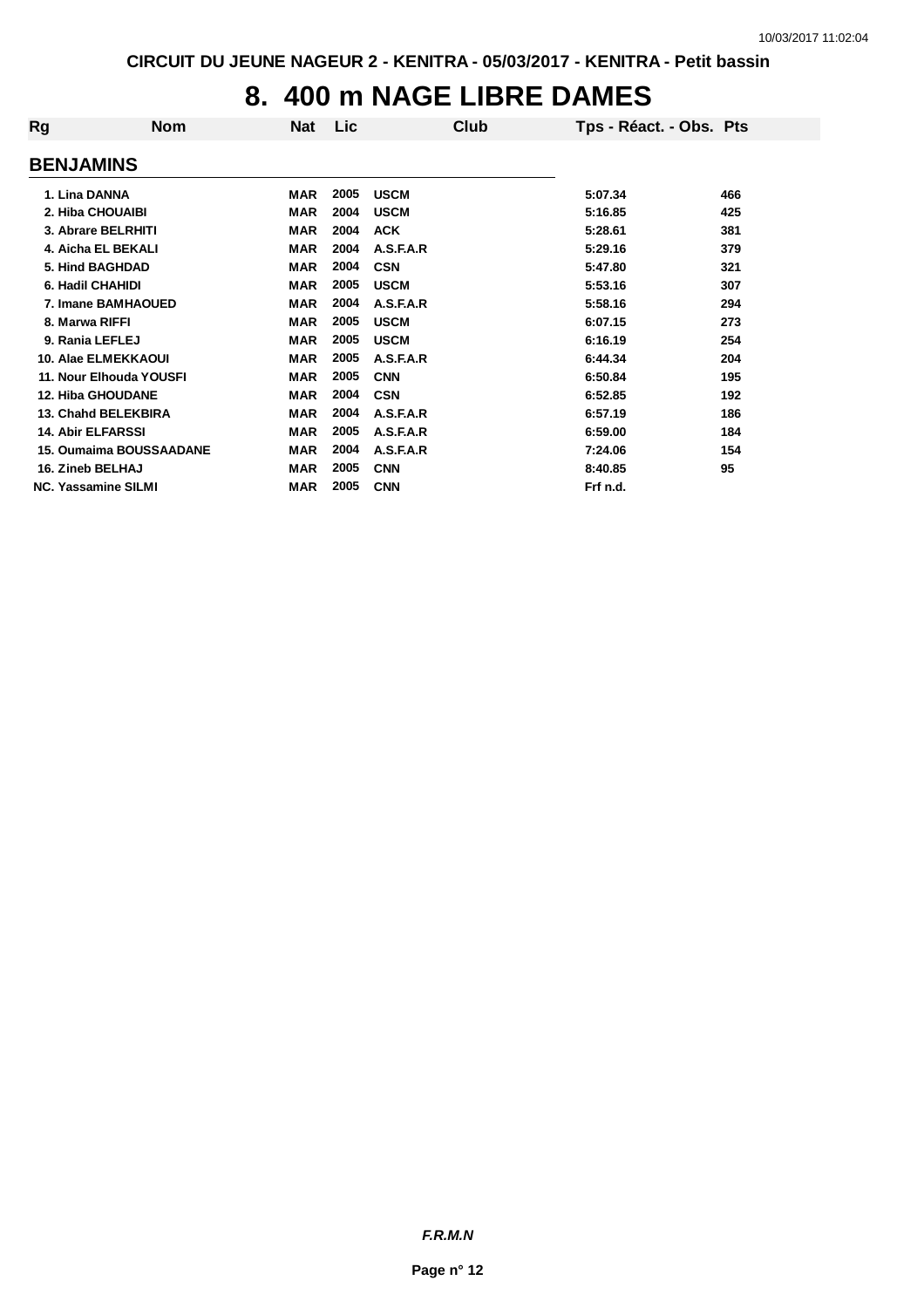# 8. 400 m NAGE LIBRE DAMES

| Rg | Nom | Nat | Lic | Club | Tps - Réact. - Obs. | Pts |
|---|---|---|---|---|---|---|
| **BENJAMINS** | | | | | | |
| 1. | Lina DANNA | MAR | 2005 | USCM | 5:07.34 | 466 |
| 2. | Hiba CHOUAIBI | MAR | 2004 | USCM | 5:16.85 | 425 |
| 3. | Abrare BELRHITI | MAR | 2004 | ACK | 5:28.61 | 381 |
| 4. | Aicha EL BEKALI | MAR | 2004 | A.S.F.A.R | 5:29.16 | 379 |
| 5. | Hind BAGHDAD | MAR | 2004 | CSN | 5:47.80 | 321 |
| 6. | Hadil CHAHIDI | MAR | 2005 | USCM | 5:53.16 | 307 |
| 7. | Imane BAMHAOUED | MAR | 2004 | A.S.F.A.R | 5:58.16 | 294 |
| 8. | Marwa RIFFI | MAR | 2005 | USCM | 6:07.15 | 273 |
| 9. | Rania LEFLEJ | MAR | 2005 | USCM | 6:16.19 | 254 |
| 10. | Alae ELMEKKAOUI | MAR | 2005 | A.S.F.A.R | 6:44.34 | 204 |
| 11. | Nour Elhouda YOUSFI | MAR | 2005 | CNN | 6:50.84 | 195 |
| 12. | Hiba GHOUDANE | MAR | 2004 | CSN | 6:52.85 | 192 |
| 13. | Chahd BELEKBIRA | MAR | 2004 | A.S.F.A.R | 6:57.19 | 186 |
| 14. | Abir ELFARSSI | MAR | 2005 | A.S.F.A.R | 6:59.00 | 184 |
| 15. | Oumaima BOUSSAADANE | MAR | 2004 | A.S.F.A.R | 7:24.06 | 154 |
| 16. | Zineb BELHAJ | MAR | 2005 | CNN | 8:40.85 | 95 |
| NC. | Yassamine SILMI | MAR | 2005 | CNN | Frf n.d. | |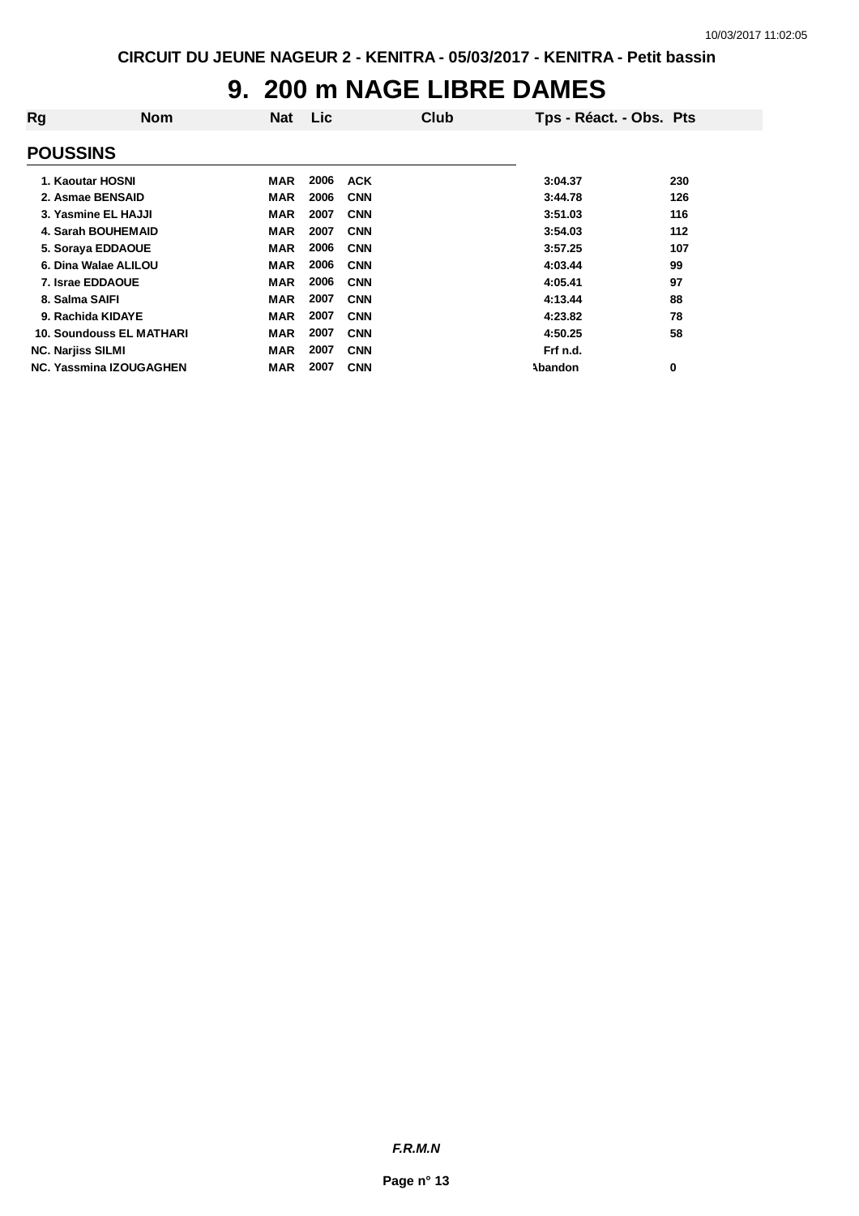# 9. 200 m NAGE LIBRE DAMES

| Rg | Nom | Nat | Lic | Club | Tps - Réact. - Obs. | Pts |
|---|---|---|---|---|---|---|
| **POUSSINS** | | | | | | |
| 1. | Kaoutar HOSNI | MAR | 2006 | ACK | 3:04.37 | 230 |
| 2. | Asmae BENSAID | MAR | 2006 | CNN | 3:44.78 | 126 |
| 3. | Yasmine EL HAJJI | MAR | 2007 | CNN | 3:51.03 | 116 |
| 4. | Sarah BOUHEMAID | MAR | 2007 | CNN | 3:54.03 | 112 |
| 5. | Soraya EDDAOUE | MAR | 2006 | CNN | 3:57.25 | 107 |
| 6. | Dina Walae ALILOU | MAR | 2006 | CNN | 4:03.44 | 99 |
| 7. | Israe EDDAOUE | MAR | 2006 | CNN | 4:05.41 | 97 |
| 8. | Salma SAIFI | MAR | 2007 | CNN | 4:13.44 | 88 |
| 9. | Rachida KIDAYE | MAR | 2007 | CNN | 4:23.82 | 78 |
| 10. | Soundouss EL MATHARI | MAR | 2007 | CNN | 4:50.25 | 58 |
| NC. | Narjiss SILMI | MAR | 2007 | CNN | Frf n.d. | |
| NC. | Yassmina IZOUGAGHEN | MAR | 2007 | CNN | Abandon | 0 |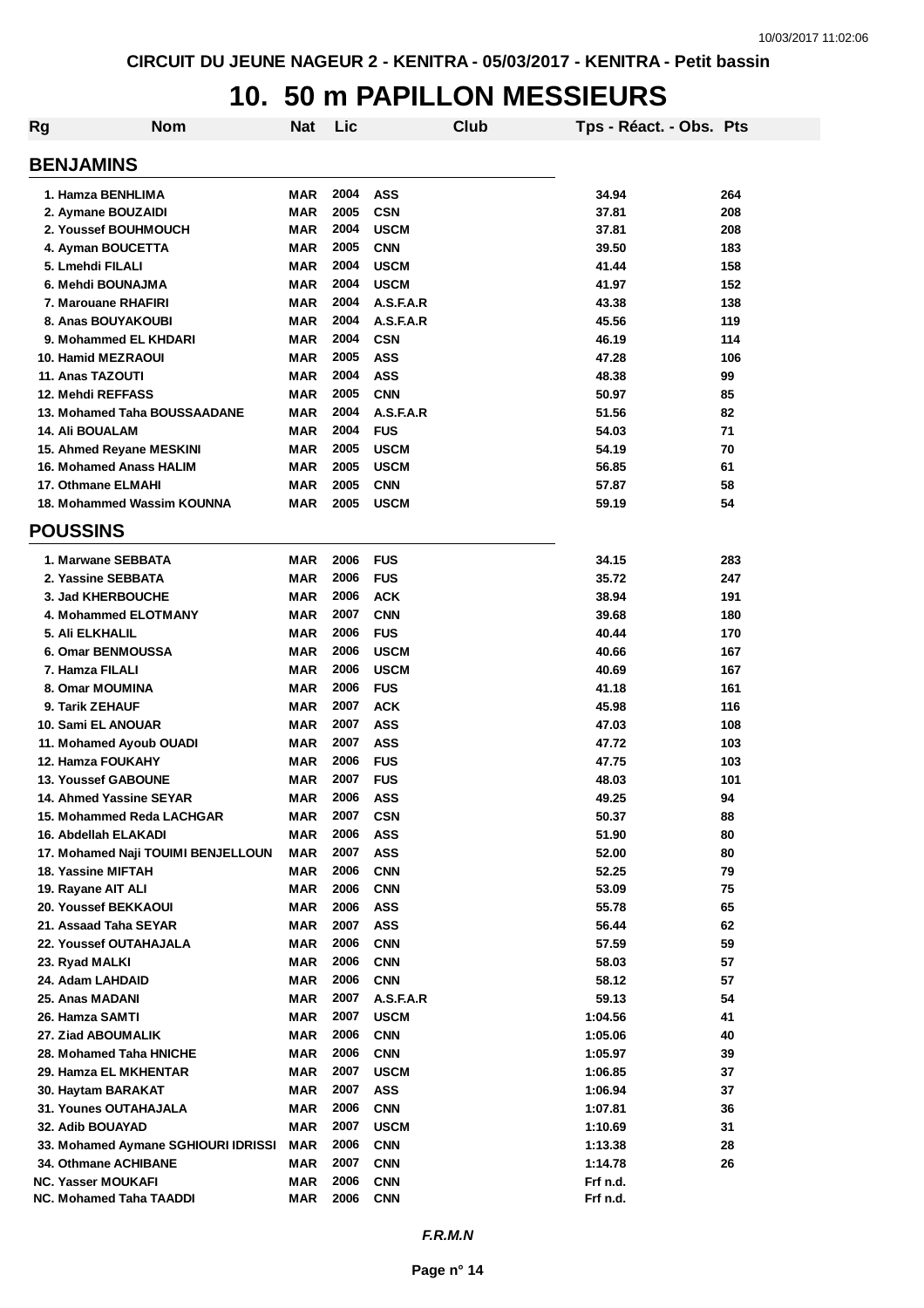CIRCUIT DU JEUNE NAGEUR 2 - KENITRA - 05/03/2017 - KENITRA - Petit bassin

# 10. 50 m PAPILLON MESSIEURS

| Rg | Nom | Nat | Lic | Club | Tps - Réact. - Obs. | Pts |
|---|---|---|---|---|---|---|

## BENJAMINS

| Rg | Nom | Nat | Lic | Club | Tps - Réact. - Obs. | Pts |
|---|---|---|---|---|---|---|
| 1. | Hamza BENHLIMA | MAR | 2004 | ASS | 34.94 | 264 |
| 2. | Aymane BOUZAIDI | MAR | 2005 | CSN | 37.81 | 208 |
| 2. | Youssef BOUHMOUCH | MAR | 2004 | USCM | 37.81 | 208 |
| 4. | Ayman BOUCETTA | MAR | 2005 | CNN | 39.50 | 183 |
| 5. | Lmehdi FILALI | MAR | 2004 | USCM | 41.44 | 158 |
| 6. | Mehdi BOUNAJMA | MAR | 2004 | USCM | 41.97 | 152 |
| 7. | Marouane RHAFIRI | MAR | 2004 | A.S.F.A.R | 43.38 | 138 |
| 8. | Anas BOUYAKOUBI | MAR | 2004 | A.S.F.A.R | 45.56 | 119 |
| 9. | Mohammed EL KHDARI | MAR | 2004 | CSN | 46.19 | 114 |
| 10. | Hamid MEZRAOUI | MAR | 2005 | ASS | 47.28 | 106 |
| 11. | Anas TAZOUTI | MAR | 2004 | ASS | 48.38 | 99 |
| 12. | Mehdi REFFASS | MAR | 2005 | CNN | 50.97 | 85 |
| 13. | Mohamed Taha BOUSSAADANE | MAR | 2004 | A.S.F.A.R | 51.56 | 82 |
| 14. | Ali BOUALAM | MAR | 2004 | FUS | 54.03 | 71 |
| 15. | Ahmed Reyane MESKINI | MAR | 2005 | USCM | 54.19 | 70 |
| 16. | Mohamed Anass HALIM | MAR | 2005 | USCM | 56.85 | 61 |
| 17. | Othmane ELMAHI | MAR | 2005 | CNN | 57.87 | 58 |
| 18. | Mohammed Wassim KOUNNA | MAR | 2005 | USCM | 59.19 | 54 |

## POUSSINS

| Rg | Nom | Nat | Lic | Club | Tps - Réact. - Obs. | Pts |
|---|---|---|---|---|---|---|
| 1. | Marwane SEBBATA | MAR | 2006 | FUS | 34.15 | 283 |
| 2. | Yassine SEBBATA | MAR | 2006 | FUS | 35.72 | 247 |
| 3. | Jad KHERBOUCHE | MAR | 2006 | ACK | 38.94 | 191 |
| 4. | Mohammed ELOTMANY | MAR | 2007 | CNN | 39.68 | 180 |
| 5. | Ali ELKHALIL | MAR | 2006 | FUS | 40.44 | 170 |
| 6. | Omar BENMOUSSA | MAR | 2006 | USCM | 40.66 | 167 |
| 7. | Hamza FILALI | MAR | 2006 | USCM | 40.69 | 167 |
| 8. | Omar MOUMINA | MAR | 2006 | FUS | 41.18 | 161 |
| 9. | Tarik ZEHAUF | MAR | 2007 | ACK | 45.98 | 116 |
| 10. | Sami EL ANOUAR | MAR | 2007 | ASS | 47.03 | 108 |
| 11. | Mohamed Ayoub OUADI | MAR | 2007 | ASS | 47.72 | 103 |
| 12. | Hamza FOUKAHY | MAR | 2006 | FUS | 47.75 | 103 |
| 13. | Youssef GABOUNE | MAR | 2007 | FUS | 48.03 | 101 |
| 14. | Ahmed Yassine SEYAR | MAR | 2006 | ASS | 49.25 | 94 |
| 15. | Mohammed Reda LACHGAR | MAR | 2007 | CSN | 50.37 | 88 |
| 16. | Abdellah ELAKADI | MAR | 2006 | ASS | 51.90 | 80 |
| 17. | Mohamed Naji TOUIMI BENJELLOUN | MAR | 2007 | ASS | 52.00 | 80 |
| 18. | Yassine MIFTAH | MAR | 2006 | CNN | 52.25 | 79 |
| 19. | Rayane AIT ALI | MAR | 2006 | CNN | 53.09 | 75 |
| 20. | Youssef BEKKAOUI | MAR | 2006 | ASS | 55.78 | 65 |
| 21. | Assaad Taha SEYAR | MAR | 2007 | ASS | 56.44 | 62 |
| 22. | Youssef OUTAHAJALA | MAR | 2006 | CNN | 57.59 | 59 |
| 23. | Ryad MALKI | MAR | 2006 | CNN | 58.03 | 57 |
| 24. | Adam LAHDAID | MAR | 2006 | CNN | 58.12 | 57 |
| 25. | Anas MADANI | MAR | 2007 | A.S.F.A.R | 59.13 | 54 |
| 26. | Hamza SAMTI | MAR | 2007 | USCM | 1:04.56 | 41 |
| 27. | Ziad ABOUMALIK | MAR | 2006 | CNN | 1:05.06 | 40 |
| 28. | Mohamed Taha HNICHE | MAR | 2006 | CNN | 1:05.97 | 39 |
| 29. | Hamza EL MKHENTAR | MAR | 2007 | USCM | 1:06.85 | 37 |
| 30. | Haytam BARAKAT | MAR | 2007 | ASS | 1:06.94 | 37 |
| 31. | Younes OUTAHAJALA | MAR | 2006 | CNN | 1:07.81 | 36 |
| 32. | Adib BOUAYAD | MAR | 2007 | USCM | 1:10.69 | 31 |
| 33. | Mohamed Aymane SGHIOURI IDRISSI | MAR | 2006 | CNN | 1:13.38 | 28 |
| 34. | Othmane ACHIBANE | MAR | 2007 | CNN | 1:14.78 | 26 |
| NC. | Yasser MOUKAFI | MAR | 2006 | CNN | Frf n.d. | |
| NC. | Mohamed Taha TAADDI | MAR | 2006 | CNN | Frf n.d. | |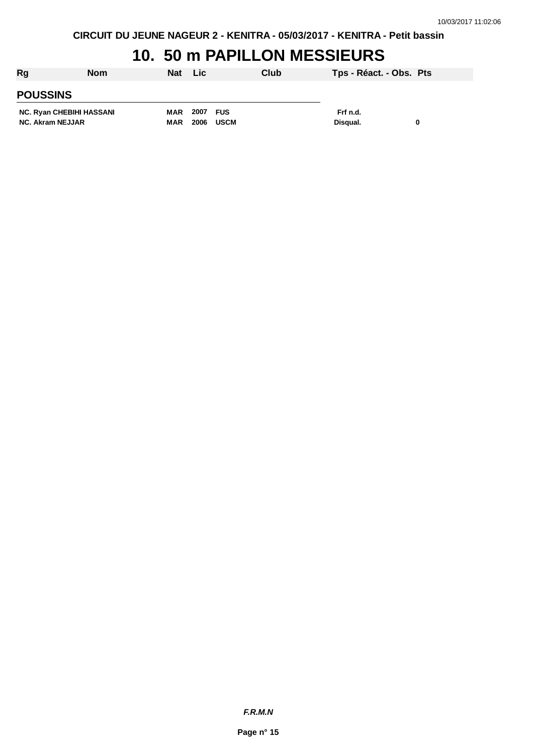CIRCUIT DU JEUNE NAGEUR 2 - KENITRA - 05/03/2017 - KENITRA - Petit bassin

# 10. 50 m PAPILLON MESSIEURS

| Rg | Nom | Nat | Lic | Club | Tps - Réact. - Obs. | Pts |
|---|---|---|---|---|---|---|
| **POUSSINS** | | | | | | |
| NC. | Ryan CHEBIHI HASSANI | MAR | 2007 | FUS | Frf n.d. | |
| NC. | Akram NEJJAR | MAR | 2006 | USCM | Disqual. | 0 |

*F.R.M.N*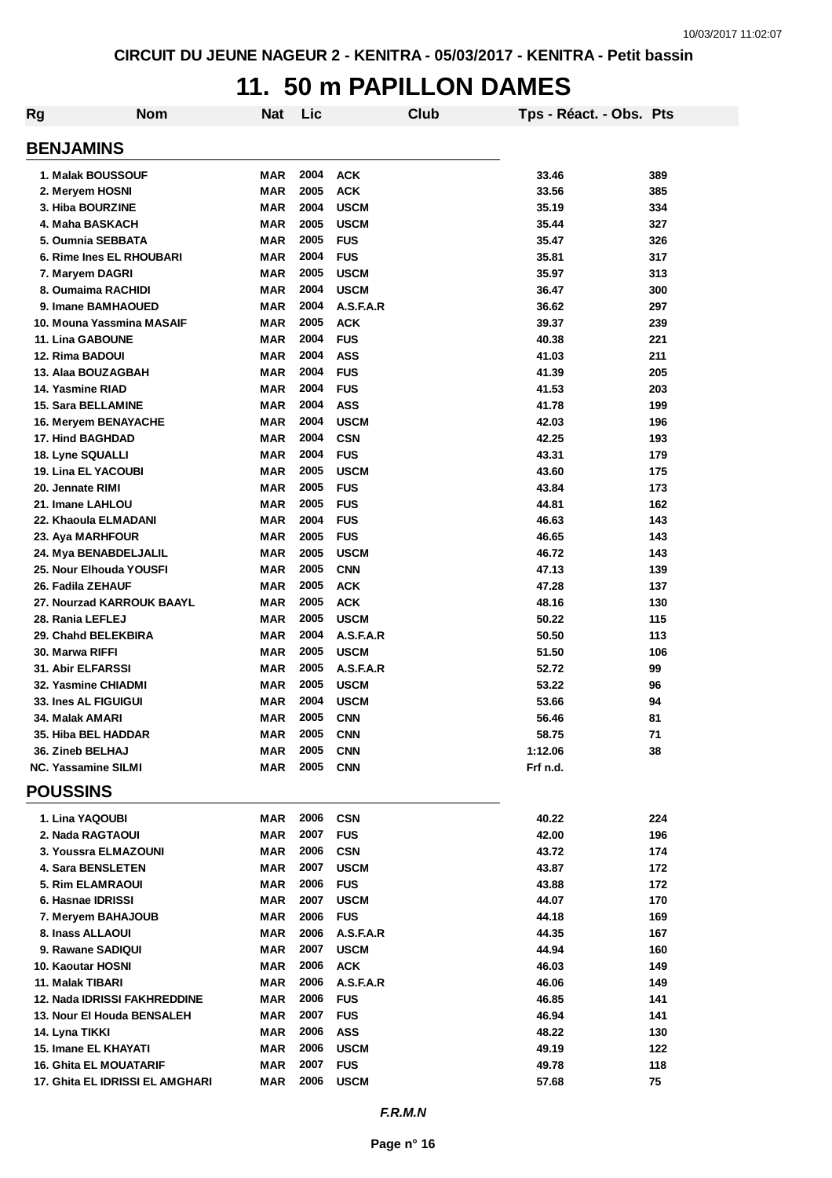CIRCUIT DU JEUNE NAGEUR 2 - KENITRA - 05/03/2017 - KENITRA - Petit bassin

# 11. 50 m PAPILLON DAMES

| Rg | Nom | Nat | Lic | Club | Tps - Réact. - Obs. | Pts |
|---|---|---|---|---|---|---|
| **BENJAMINS** | | | | | | |
| 1. | Malak BOUSSOUF | MAR | 2004 | ACK | 33.46 | 389 |
| 2. | Meryem HOSNI | MAR | 2005 | ACK | 33.56 | 385 |
| 3. | Hiba BOURZINE | MAR | 2004 | USCM | 35.19 | 334 |
| 4. | Maha BASKACH | MAR | 2005 | USCM | 35.44 | 327 |
| 5. | Oumnia SEBBATA | MAR | 2005 | FUS | 35.47 | 326 |
| 6. | Rime Ines EL RHOUBARI | MAR | 2004 | FUS | 35.81 | 317 |
| 7. | Maryem DAGRI | MAR | 2005 | USCM | 35.97 | 313 |
| 8. | Oumaima RACHIDI | MAR | 2004 | USCM | 36.47 | 300 |
| 9. | Imane BAMHAOUED | MAR | 2004 | A.S.F.A.R | 36.62 | 297 |
| 10. | Mouna Yassmina MASAIF | MAR | 2005 | ACK | 39.37 | 239 |
| 11. | Lina GABOUNE | MAR | 2004 | FUS | 40.38 | 221 |
| 12. | Rima BADOUI | MAR | 2004 | ASS | 41.03 | 211 |
| 13. | Alaa BOUZAGBAH | MAR | 2004 | FUS | 41.39 | 205 |
| 14. | Yasmine RIAD | MAR | 2004 | FUS | 41.53 | 203 |
| 15. | Sara BELLAMINE | MAR | 2004 | ASS | 41.78 | 199 |
| 16. | Meryem BENAYACHE | MAR | 2004 | USCM | 42.03 | 196 |
| 17. | Hind BAGHDAD | MAR | 2004 | CSN | 42.25 | 193 |
| 18. | Lyne SQUALLI | MAR | 2004 | FUS | 43.31 | 179 |
| 19. | Lina EL YACOUBI | MAR | 2005 | USCM | 43.60 | 175 |
| 20. | Jennate RIMI | MAR | 2005 | FUS | 43.84 | 173 |
| 21. | Imane LAHLOU | MAR | 2005 | FUS | 44.81 | 162 |
| 22. | Khaoula ELMADANI | MAR | 2004 | FUS | 46.63 | 143 |
| 23. | Aya MARHFOUR | MAR | 2005 | FUS | 46.65 | 143 |
| 24. | Mya BENABDELJALIL | MAR | 2005 | USCM | 46.72 | 143 |
| 25. | Nour Elhouda YOUSFI | MAR | 2005 | CNN | 47.13 | 139 |
| 26. | Fadila ZEHAUF | MAR | 2005 | ACK | 47.28 | 137 |
| 27. | Nourzad KARROUK BAAYL | MAR | 2005 | ACK | 48.16 | 130 |
| 28. | Rania LEFLEJ | MAR | 2005 | USCM | 50.22 | 115 |
| 29. | Chahd BELEKBIRA | MAR | 2004 | A.S.F.A.R | 50.50 | 113 |
| 30. | Marwa RIFFI | MAR | 2005 | USCM | 51.50 | 106 |
| 31. | Abir ELFARSSI | MAR | 2005 | A.S.F.A.R | 52.72 | 99 |
| 32. | Yasmine CHIADMI | MAR | 2005 | USCM | 53.22 | 96 |
| 33. | Ines AL FIGUIGUI | MAR | 2004 | USCM | 53.66 | 94 |
| 34. | Malak AMARI | MAR | 2005 | CNN | 56.46 | 81 |
| 35. | Hiba BEL HADDAR | MAR | 2005 | CNN | 58.75 | 71 |
| 36. | Zineb BELHAJ | MAR | 2005 | CNN | 1:12.06 | 38 |
| NC. | Yassamine SILMI | MAR | 2005 | CNN | Frf n.d. | |
| **POUSSINS** | | | | | | |
| 1. | Lina YAQOUBI | MAR | 2006 | CSN | 40.22 | 224 |
| 2. | Nada RAGTAOUI | MAR | 2007 | FUS | 42.00 | 196 |
| 3. | Youssra ELMAZOUNI | MAR | 2006 | CSN | 43.72 | 174 |
| 4. | Sara BENSLETEN | MAR | 2007 | USCM | 43.87 | 172 |
| 5. | Rim ELAMRAOUI | MAR | 2006 | FUS | 43.88 | 172 |
| 6. | Hasnae IDRISSI | MAR | 2007 | USCM | 44.07 | 170 |
| 7. | Meryem BAHAJOUB | MAR | 2006 | FUS | 44.18 | 169 |
| 8. | Inass ALLAOUI | MAR | 2006 | A.S.F.A.R | 44.35 | 167 |
| 9. | Rawane SADIQUI | MAR | 2007 | USCM | 44.94 | 160 |
| 10. | Kaoutar HOSNI | MAR | 2006 | ACK | 46.03 | 149 |
| 11. | Malak TIBARI | MAR | 2006 | A.S.F.A.R | 46.06 | 149 |
| 12. | Nada IDRISSI FAKHREDDINE | MAR | 2006 | FUS | 46.85 | 141 |
| 13. | Nour El Houda BENSALEH | MAR | 2007 | FUS | 46.94 | 141 |
| 14. | Lyna TIKKI | MAR | 2006 | ASS | 48.22 | 130 |
| 15. | Imane EL KHAYATI | MAR | 2006 | USCM | 49.19 | 122 |
| 16. | Ghita EL MOUATARIF | MAR | 2007 | FUS | 49.78 | 118 |
| 17. | Ghita EL IDRISSI EL AMGHARI | MAR | 2006 | USCM | 57.68 | 75 |

*F.R.M.N*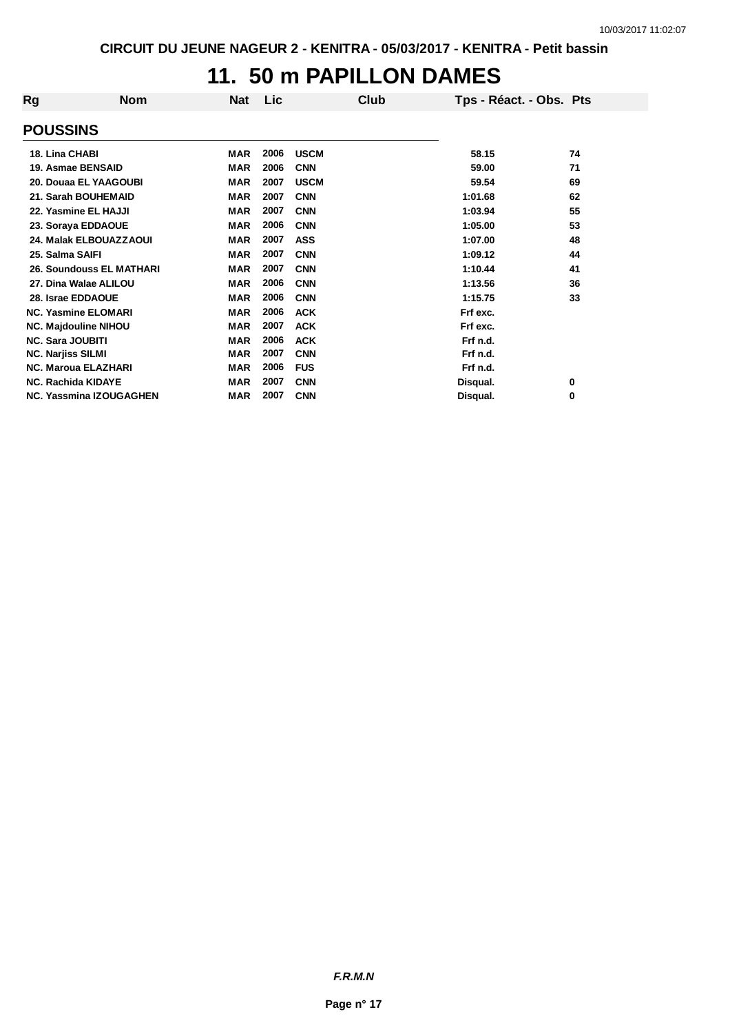CIRCUIT DU JEUNE NAGEUR 2 - KENITRA - 05/03/2017 - KENITRA - Petit bassin

# 11. 50 m PAPILLON DAMES

| Rg | Nom | Nat | Lic | Club | Tps - Réact. - Obs. | Pts |
|---|---|---|---|---|---|---|
| **POUSSINS** | | | | | | |
| 18. | Lina CHABI | MAR | 2006 | USCM | 58.15 | 74 |
| 19. | Asmae BENSAID | MAR | 2006 | CNN | 59.00 | 71 |
| 20. | Douaa EL YAAGOUBI | MAR | 2007 | USCM | 59.54 | 69 |
| 21. | Sarah BOUHEMAID | MAR | 2007 | CNN | 1:01.68 | 62 |
| 22. | Yasmine EL HAJJI | MAR | 2007 | CNN | 1:03.94 | 55 |
| 23. | Soraya EDDAOUE | MAR | 2006 | CNN | 1:05.00 | 53 |
| 24. | Malak ELBOUAZZAOUI | MAR | 2007 | ASS | 1:07.00 | 48 |
| 25. | Salma SAIFI | MAR | 2007 | CNN | 1:09.12 | 44 |
| 26. | Soundouss EL MATHARI | MAR | 2007 | CNN | 1:10.44 | 41 |
| 27. | Dina Walae ALILOU | MAR | 2006 | CNN | 1:13.56 | 36 |
| 28. | Israe EDDAOUE | MAR | 2006 | CNN | 1:15.75 | 33 |
| NC. | Yasmine ELOMARI | MAR | 2006 | ACK | Frf exc. | |
| NC. | Majdouline NIHOU | MAR | 2007 | ACK | Frf exc. | |
| NC. | Sara JOUBITI | MAR | 2006 | ACK | Frf n.d. | |
| NC. | Narjiss SILMI | MAR | 2007 | CNN | Frf n.d. | |
| NC. | Maroua ELAZHARI | MAR | 2006 | FUS | Frf n.d. | |
| NC. | Rachida KIDAYE | MAR | 2007 | CNN | Disqual. | 0 |
| NC. | Yassmina IZOUGAGHEN | MAR | 2007 | CNN | Disqual. | 0 |

*F.R.M.N*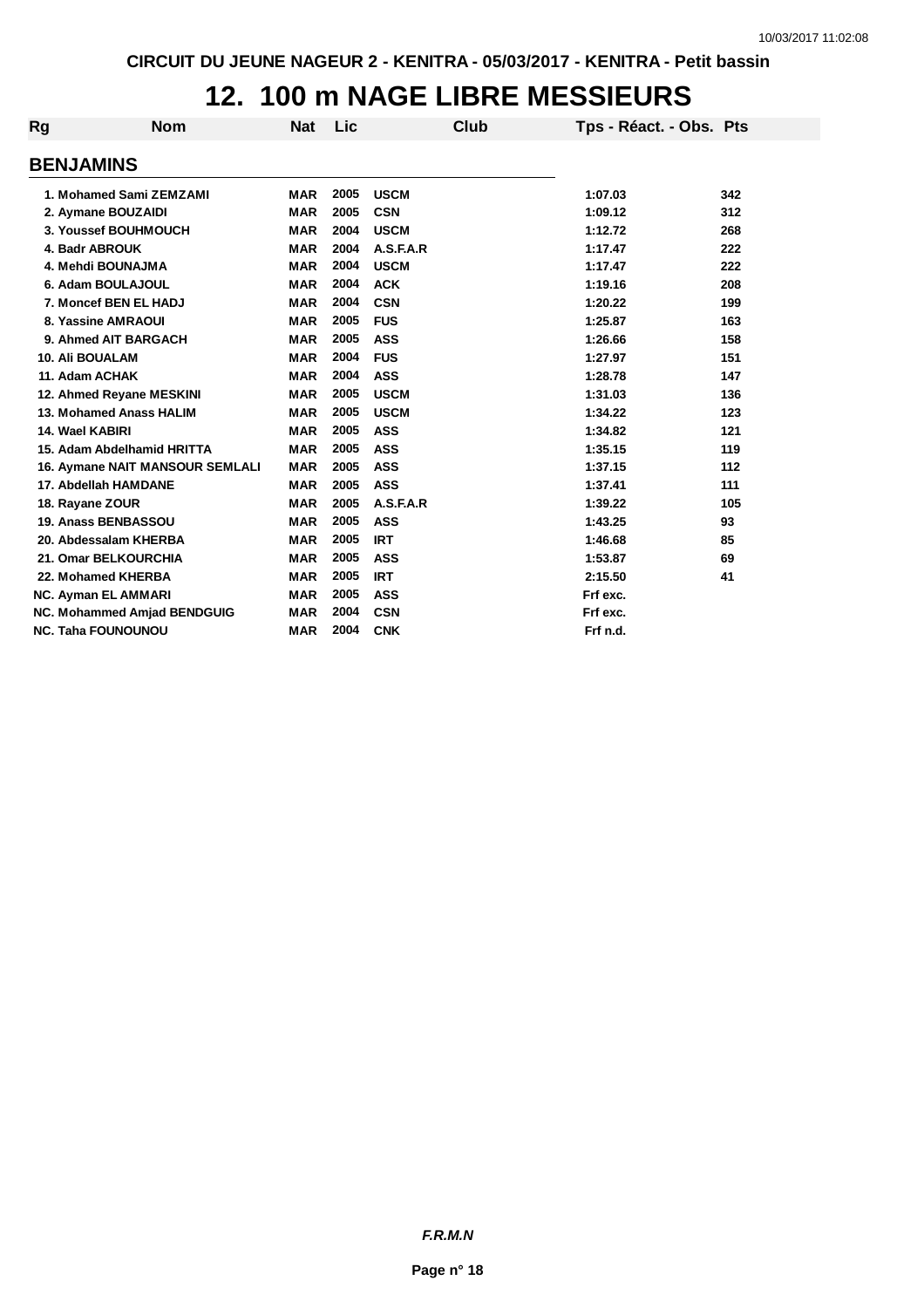CIRCUIT DU JEUNE NAGEUR 2 - KENITRA - 05/03/2017 - KENITRA - Petit bassin

# 12. 100 m NAGE LIBRE MESSIEURS

| Rg | Nom | Nat | Lic | Club | Tps - Réact. - Obs. | Pts |
|---|---|---|---|---|---|---|
| **BENJAMINS** | | | | | | |
| 1. | Mohamed Sami ZEMZAMI | MAR | 2005 | USCM | 1:07.03 | 342 |
| 2. | Aymane BOUZAIDI | MAR | 2005 | CSN | 1:09.12 | 312 |
| 3. | Youssef BOUHMOUCH | MAR | 2004 | USCM | 1:12.72 | 268 |
| 4. | Badr ABROUK | MAR | 2004 | A.S.F.A.R | 1:17.47 | 222 |
| 4. | Mehdi BOUNAJMA | MAR | 2004 | USCM | 1:17.47 | 222 |
| 6. | Adam BOULAJOUL | MAR | 2004 | ACK | 1:19.16 | 208 |
| 7. | Moncef BEN EL HADJ | MAR | 2004 | CSN | 1:20.22 | 199 |
| 8. | Yassine AMRAOUI | MAR | 2005 | FUS | 1:25.87 | 163 |
| 9. | Ahmed AIT BARGACH | MAR | 2005 | ASS | 1:26.66 | 158 |
| 10. | Ali BOUALAM | MAR | 2004 | FUS | 1:27.97 | 151 |
| 11. | Adam ACHAK | MAR | 2004 | ASS | 1:28.78 | 147 |
| 12. | Ahmed Reyane MESKINI | MAR | 2005 | USCM | 1:31.03 | 136 |
| 13. | Mohamed Anass HALIM | MAR | 2005 | USCM | 1:34.22 | 123 |
| 14. | Wael KABIRI | MAR | 2005 | ASS | 1:34.82 | 121 |
| 15. | Adam Abdelhamid HRITTA | MAR | 2005 | ASS | 1:35.15 | 119 |
| 16. | Aymane NAIT MANSOUR SEMLALI | MAR | 2005 | ASS | 1:37.15 | 112 |
| 17. | Abdellah HAMDANE | MAR | 2005 | ASS | 1:37.41 | 111 |
| 18. | Rayane ZOUR | MAR | 2005 | A.S.F.A.R | 1:39.22 | 105 |
| 19. | Anass BENBASSOU | MAR | 2005 | ASS | 1:43.25 | 93 |
| 20. | Abdessalam KHERBA | MAR | 2005 | IRT | 1:46.68 | 85 |
| 21. | Omar BELKOURCHIA | MAR | 2005 | ASS | 1:53.87 | 69 |
| 22. | Mohamed KHERBA | MAR | 2005 | IRT | 2:15.50 | 41 |
| NC. | Ayman EL AMMARI | MAR | 2005 | ASS | Frf exc. | |
| NC. | Mohammed Amjad BENDGUIG | MAR | 2004 | CSN | Frf exc. | |
| NC. | Taha FOUNOUNOU | MAR | 2004 | CNK | Frf n.d. | |

*F.R.M.N*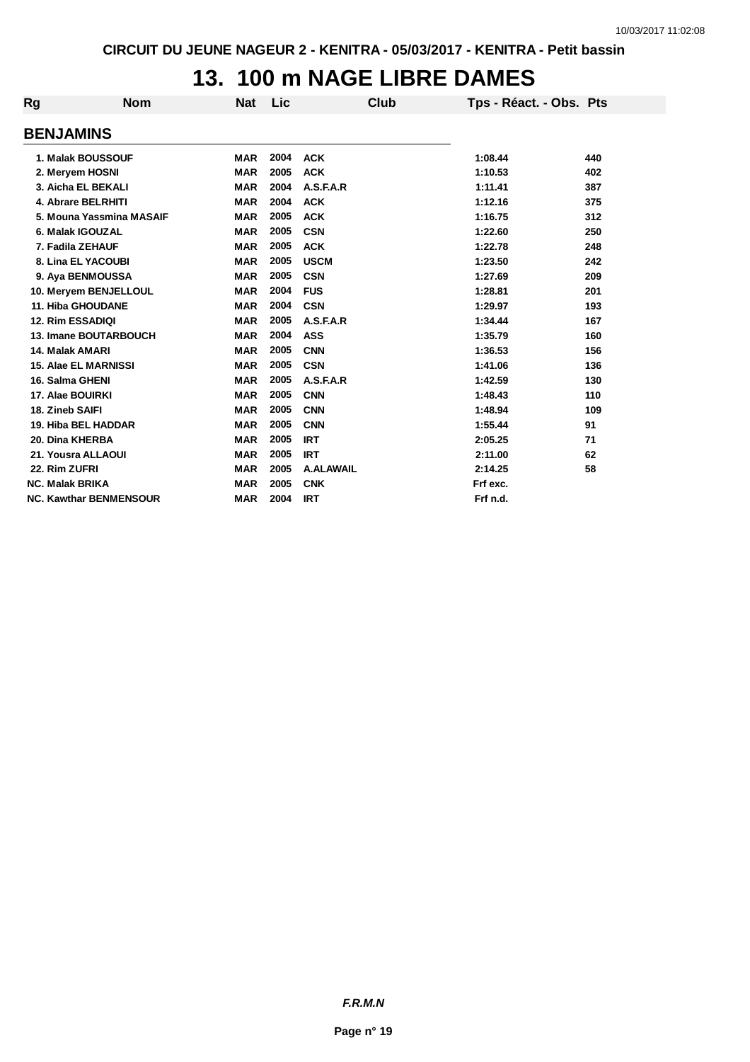CIRCUIT DU JEUNE NAGEUR 2 - KENITRA - 05/03/2017 - KENITRA - Petit bassin

# 13. 100 m NAGE LIBRE DAMES

## BENJAMINS

| Rg | Nom | Nat | Lic | Club | Tps - Réact. - Obs. | Pts |
|---|---|---|---|---|---|---|
| 1. | Malak BOUSSOUF | MAR | 2004 | ACK | 1:08.44 | 440 |
| 2. | Meryem HOSNI | MAR | 2005 | ACK | 1:10.53 | 402 |
| 3. | Aicha EL BEKALI | MAR | 2004 | A.S.F.A.R | 1:11.41 | 387 |
| 4. | Abrare BELRHITI | MAR | 2004 | ACK | 1:12.16 | 375 |
| 5. | Mouna Yassmina MASAIF | MAR | 2005 | ACK | 1:16.75 | 312 |
| 6. | Malak IGOUZAL | MAR | 2005 | CSN | 1:22.60 | 250 |
| 7. | Fadila ZEHAUF | MAR | 2005 | ACK | 1:22.78 | 248 |
| 8. | Lina EL YACOUBI | MAR | 2005 | USCM | 1:23.50 | 242 |
| 9. | Aya BENMOUSSA | MAR | 2005 | CSN | 1:27.69 | 209 |
| 10. | Meryem BENJELLOUL | MAR | 2004 | FUS | 1:28.81 | 201 |
| 11. | Hiba GHOUDANE | MAR | 2004 | CSN | 1:29.97 | 193 |
| 12. | Rim ESSADIQI | MAR | 2005 | A.S.F.A.R | 1:34.44 | 167 |
| 13. | Imane BOUTARBOUCH | MAR | 2004 | ASS | 1:35.79 | 160 |
| 14. | Malak AMARI | MAR | 2005 | CNN | 1:36.53 | 156 |
| 15. | Alae EL MARNISSI | MAR | 2005 | CSN | 1:41.06 | 136 |
| 16. | Salma GHENI | MAR | 2005 | A.S.F.A.R | 1:42.59 | 130 |
| 17. | Alae BOUIRKI | MAR | 2005 | CNN | 1:48.43 | 110 |
| 18. | Zineb SAIFI | MAR | 2005 | CNN | 1:48.94 | 109 |
| 19. | Hiba BEL HADDAR | MAR | 2005 | CNN | 1:55.44 | 91 |
| 20. | Dina KHERBA | MAR | 2005 | IRT | 2:05.25 | 71 |
| 21. | Yousra ALLAOUI | MAR | 2005 | IRT | 2:11.00 | 62 |
| 22. | Rim ZUFRI | MAR | 2005 | A.ALAWAIL | 2:14.25 | 58 |
| NC. | Malak BRIKA | MAR | 2005 | CNK | Frf exc. | |
| NC. | Kawthar BENMENSOUR | MAR | 2004 | IRT | Frf n.d. | |

*F.R.M.N*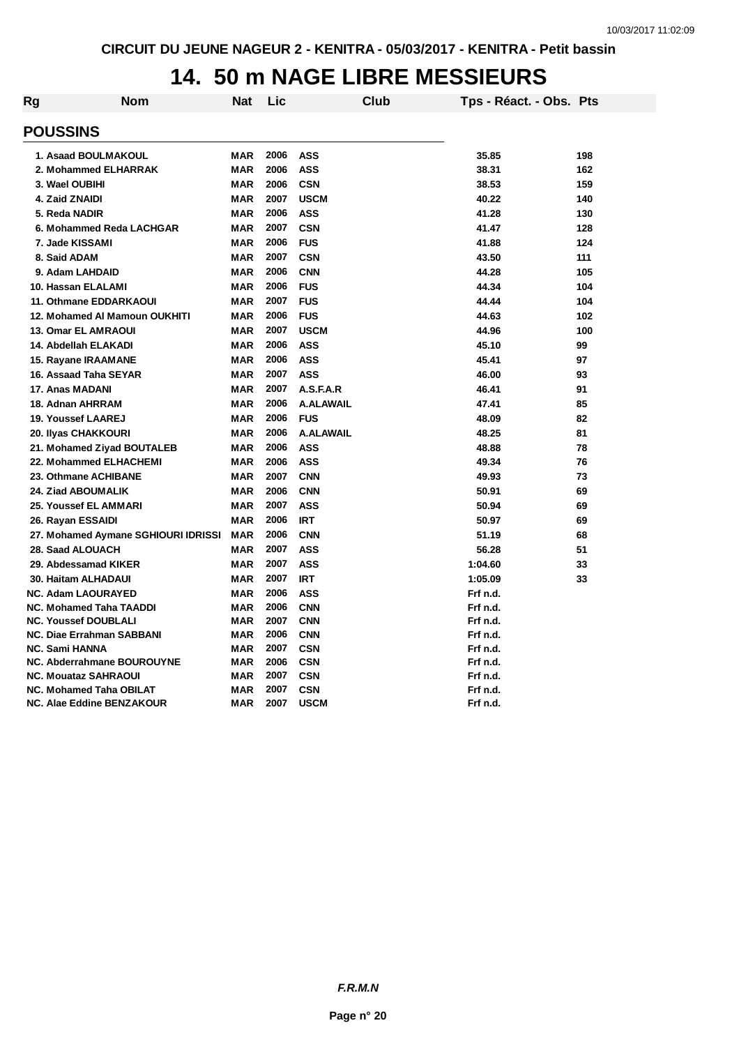CIRCUIT DU JEUNE NAGEUR 2 - KENITRA - 05/03/2017 - KENITRA - Petit bassin

# 14. 50 m NAGE LIBRE MESSIEURS

| Rg | Nom | Nat | Lic | Club | Tps - Réact. - Obs. | Pts |
|---|---|---|---|---|---|---|
| **POUSSINS** | | | | | | |
| 1. | Asaad BOULMAKOUL | MAR | 2006 | ASS | 35.85 | 198 |
| 2. | Mohammed ELHARRAK | MAR | 2006 | ASS | 38.31 | 162 |
| 3. | Wael OUBIHI | MAR | 2006 | CSN | 38.53 | 159 |
| 4. | Zaid ZNAIDI | MAR | 2007 | USCM | 40.22 | 140 |
| 5. | Reda NADIR | MAR | 2006 | ASS | 41.28 | 130 |
| 6. | Mohammed Reda LACHGAR | MAR | 2007 | CSN | 41.47 | 128 |
| 7. | Jade KISSAMI | MAR | 2006 | FUS | 41.88 | 124 |
| 8. | Said ADAM | MAR | 2007 | CSN | 43.50 | 111 |
| 9. | Adam LAHDAID | MAR | 2006 | CNN | 44.28 | 105 |
| 10. | Hassan ELALAMI | MAR | 2006 | FUS | 44.34 | 104 |
| 11. | Othmane EDDARKAOUI | MAR | 2007 | FUS | 44.44 | 104 |
| 12. | Mohamed Al Mamoun OUKHITI | MAR | 2006 | FUS | 44.63 | 102 |
| 13. | Omar EL AMRAOUI | MAR | 2007 | USCM | 44.96 | 100 |
| 14. | Abdellah ELAKADI | MAR | 2006 | ASS | 45.10 | 99 |
| 15. | Rayane IRAAMANE | MAR | 2006 | ASS | 45.41 | 97 |
| 16. | Assaad Taha SEYAR | MAR | 2007 | ASS | 46.00 | 93 |
| 17. | Anas MADANI | MAR | 2007 | A.S.F.A.R | 46.41 | 91 |
| 18. | Adnan AHRRAM | MAR | 2006 | A.ALAWAIL | 47.41 | 85 |
| 19. | Youssef LAAREJ | MAR | 2006 | FUS | 48.09 | 82 |
| 20. | Ilyas CHAKKOURI | MAR | 2006 | A.ALAWAIL | 48.25 | 81 |
| 21. | Mohamed Ziyad BOUTALEB | MAR | 2006 | ASS | 48.88 | 78 |
| 22. | Mohammed ELHACHEMI | MAR | 2006 | ASS | 49.34 | 76 |
| 23. | Othmane ACHIBANE | MAR | 2007 | CNN | 49.93 | 73 |
| 24. | Ziad ABOUMALIK | MAR | 2006 | CNN | 50.91 | 69 |
| 25. | Youssef EL AMMARI | MAR | 2007 | ASS | 50.94 | 69 |
| 26. | Rayan ESSAIDI | MAR | 2006 | IRT | 50.97 | 69 |
| 27. | Mohamed Aymane SGHIOURI IDRISSI | MAR | 2006 | CNN | 51.19 | 68 |
| 28. | Saad ALOUACH | MAR | 2007 | ASS | 56.28 | 51 |
| 29. | Abdessamad KIKER | MAR | 2007 | ASS | 1:04.60 | 33 |
| 30. | Haitam ALHADAUI | MAR | 2007 | IRT | 1:05.09 | 33 |
| NC. | Adam LAOURAYED | MAR | 2006 | ASS | Frf n.d. | |
| NC. | Mohamed Taha TAADDI | MAR | 2006 | CNN | Frf n.d. | |
| NC. | Youssef DOUBLALI | MAR | 2007 | CNN | Frf n.d. | |
| NC. | Diae Errahman SABBANI | MAR | 2006 | CNN | Frf n.d. | |
| NC. | Sami HANNA | MAR | 2007 | CSN | Frf n.d. | |
| NC. | Abderrahmane BOUROUYNE | MAR | 2006 | CSN | Frf n.d. | |
| NC. | Mouataz SAHRAOUI | MAR | 2007 | CSN | Frf n.d. | |
| NC. | Mohamed Taha OBILAT | MAR | 2007 | CSN | Frf n.d. | |
| NC. | Alae Eddine BENZAKOUR | MAR | 2007 | USCM | Frf n.d. | |

*F.R.M.N*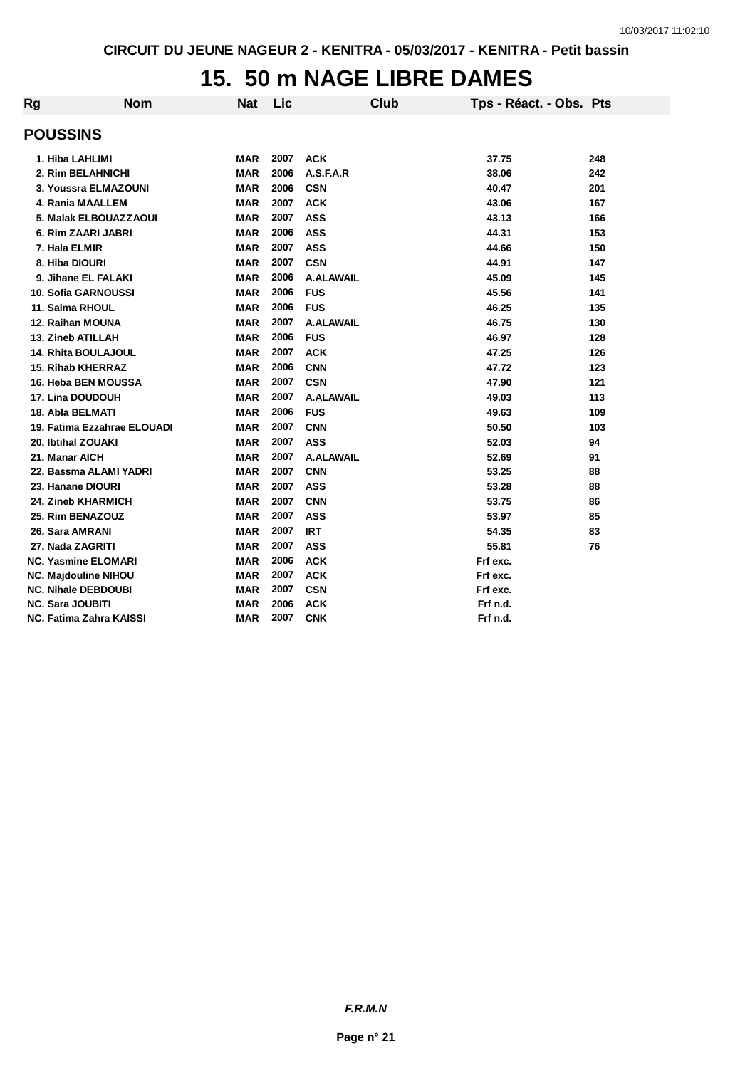CIRCUIT DU JEUNE NAGEUR 2 - KENITRA - 05/03/2017 - KENITRA - Petit bassin

# 15. 50 m NAGE LIBRE DAMES

## POUSSINS

| Rg | Nom | Nat | Lic | Club | Tps - Réact. - Obs. | Pts |
|---|---|---|---|---|---|---|
| 1. | Hiba LAHLIMI | MAR | 2007 | ACK | 37.75 | 248 |
| 2. | Rim BELAHNICHI | MAR | 2006 | A.S.F.A.R | 38.06 | 242 |
| 3. | Youssra ELMAZOUNI | MAR | 2006 | CSN | 40.47 | 201 |
| 4. | Rania MAALLEM | MAR | 2007 | ACK | 43.06 | 167 |
| 5. | Malak ELBOUAZZAOUI | MAR | 2007 | ASS | 43.13 | 166 |
| 6. | Rim ZAARI JABRI | MAR | 2006 | ASS | 44.31 | 153 |
| 7. | Hala ELMIR | MAR | 2007 | ASS | 44.66 | 150 |
| 8. | Hiba DIOURI | MAR | 2007 | CSN | 44.91 | 147 |
| 9. | Jihane EL FALAKI | MAR | 2006 | A.ALAWAIL | 45.09 | 145 |
| 10. | Sofia GARNOUSSI | MAR | 2006 | FUS | 45.56 | 141 |
| 11. | Salma RHOUL | MAR | 2006 | FUS | 46.25 | 135 |
| 12. | Raihan MOUNA | MAR | 2007 | A.ALAWAIL | 46.75 | 130 |
| 13. | Zineb ATILLAH | MAR | 2006 | FUS | 46.97 | 128 |
| 14. | Rhita BOULAJOUL | MAR | 2007 | ACK | 47.25 | 126 |
| 15. | Rihab KHERRAZ | MAR | 2006 | CNN | 47.72 | 123 |
| 16. | Heba BEN MOUSSA | MAR | 2007 | CSN | 47.90 | 121 |
| 17. | Lina DOUDOUH | MAR | 2007 | A.ALAWAIL | 49.03 | 113 |
| 18. | Abla BELMATI | MAR | 2006 | FUS | 49.63 | 109 |
| 19. | Fatima Ezzahrae ELOUADI | MAR | 2007 | CNN | 50.50 | 103 |
| 20. | Ibtihal ZOUAKI | MAR | 2007 | ASS | 52.03 | 94 |
| 21. | Manar AICH | MAR | 2007 | A.ALAWAIL | 52.69 | 91 |
| 22. | Bassma ALAMI YADRI | MAR | 2007 | CNN | 53.25 | 88 |
| 23. | Hanane DIOURI | MAR | 2007 | ASS | 53.28 | 88 |
| 24. | Zineb KHARMICH | MAR | 2007 | CNN | 53.75 | 86 |
| 25. | Rim BENAZOUZ | MAR | 2007 | ASS | 53.97 | 85 |
| 26. | Sara AMRANI | MAR | 2007 | IRT | 54.35 | 83 |
| 27. | Nada ZAGRITI | MAR | 2007 | ASS | 55.81 | 76 |
| NC. | Yasmine ELOMARI | MAR | 2006 | ACK | Frf exc. | |
| NC. | Majdouline NIHOU | MAR | 2007 | ACK | Frf exc. | |
| NC. | Nihale DEBDOUBI | MAR | 2007 | CSN | Frf exc. | |
| NC. | Sara JOUBITI | MAR | 2006 | ACK | Frf n.d. | |
| NC. | Fatima Zahra KAISSI | MAR | 2007 | CNK | Frf n.d. | |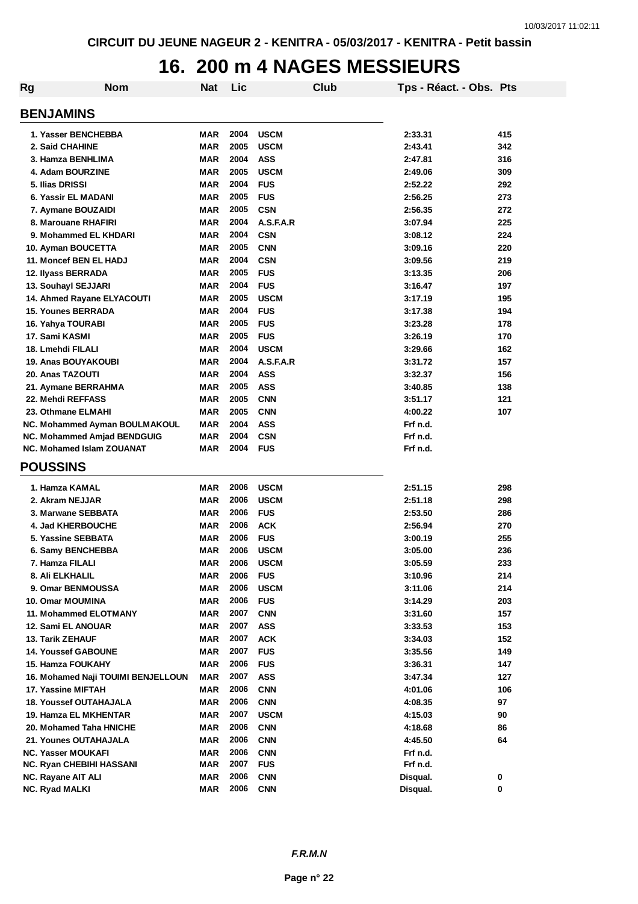# 16. 200 m 4 NAGES MESSIEURS

| Rg | Nom | Nat | Lic | Club | Tps - Réact. - Obs. | Pts |
|---|---|---|---|---|---|---|
| **BENJAMINS** | | | | | | |
| 1. | Yasser BENCHEBBA | MAR | 2004 | USCM | 2:33.31 | 415 |
| 2. | Said CHAHINE | MAR | 2005 | USCM | 2:43.41 | 342 |
| 3. | Hamza BENHLIMA | MAR | 2004 | ASS | 2:47.81 | 316 |
| 4. | Adam BOURZINE | MAR | 2005 | USCM | 2:49.06 | 309 |
| 5. | Ilias DRISSI | MAR | 2004 | FUS | 2:52.22 | 292 |
| 6. | Yassir EL MADANI | MAR | 2005 | FUS | 2:56.25 | 273 |
| 7. | Aymane BOUZAIDI | MAR | 2005 | CSN | 2:56.35 | 272 |
| 8. | Marouane RHAFIRI | MAR | 2004 | A.S.F.A.R | 3:07.94 | 225 |
| 9. | Mohammed EL KHDARI | MAR | 2004 | CSN | 3:08.12 | 224 |
| 10. | Ayman BOUCETTA | MAR | 2005 | CNN | 3:09.16 | 220 |
| 11. | Moncef BEN EL HADJ | MAR | 2004 | CSN | 3:09.56 | 219 |
| 12. | Ilyass BERRADA | MAR | 2005 | FUS | 3:13.35 | 206 |
| 13. | Souhayl SEJJARI | MAR | 2004 | FUS | 3:16.47 | 197 |
| 14. | Ahmed Rayane ELYACOUTI | MAR | 2005 | USCM | 3:17.19 | 195 |
| 15. | Younes BERRADA | MAR | 2004 | FUS | 3:17.38 | 194 |
| 16. | Yahya TOURABI | MAR | 2005 | FUS | 3:23.28 | 178 |
| 17. | Sami KASMI | MAR | 2005 | FUS | 3:26.19 | 170 |
| 18. | Lmehdi FILALI | MAR | 2004 | USCM | 3:29.66 | 162 |
| 19. | Anas BOUYAKOUBI | MAR | 2004 | A.S.F.A.R | 3:31.72 | 157 |
| 20. | Anas TAZOUTI | MAR | 2004 | ASS | 3:32.37 | 156 |
| 21. | Aymane BERRAHMA | MAR | 2005 | ASS | 3:40.85 | 138 |
| 22. | Mehdi REFFASS | MAR | 2005 | CNN | 3:51.17 | 121 |
| 23. | Othmane ELMAHI | MAR | 2005 | CNN | 4:00.22 | 107 |
| NC. | Mohammed Ayman BOULMAKOUL | MAR | 2004 | ASS | Frf n.d. | |
| NC. | Mohammed Amjad BENDGUIG | MAR | 2004 | CSN | Frf n.d. | |
| NC. | Mohamed Islam ZOUANAT | MAR | 2004 | FUS | Frf n.d. | |
| **POUSSINS** | | | | | | |
| 1. | Hamza KAMAL | MAR | 2006 | USCM | 2:51.15 | 298 |
| 2. | Akram NEJJAR | MAR | 2006 | USCM | 2:51.18 | 298 |
| 3. | Marwane SEBBATA | MAR | 2006 | FUS | 2:53.50 | 286 |
| 4. | Jad KHERBOUCHE | MAR | 2006 | ACK | 2:56.94 | 270 |
| 5. | Yassine SEBBATA | MAR | 2006 | FUS | 3:00.19 | 255 |
| 6. | Samy BENCHEBBA | MAR | 2006 | USCM | 3:05.00 | 236 |
| 7. | Hamza FILALI | MAR | 2006 | USCM | 3:05.59 | 233 |
| 8. | Ali ELKHALIL | MAR | 2006 | FUS | 3:10.96 | 214 |
| 9. | Omar BENMOUSSA | MAR | 2006 | USCM | 3:11.06 | 214 |
| 10. | Omar MOUMINA | MAR | 2006 | FUS | 3:14.29 | 203 |
| 11. | Mohammed ELOTMANY | MAR | 2007 | CNN | 3:31.60 | 157 |
| 12. | Sami EL ANOUAR | MAR | 2007 | ASS | 3:33.53 | 153 |
| 13. | Tarik ZEHAUF | MAR | 2007 | ACK | 3:34.03 | 152 |
| 14. | Youssef GABOUNE | MAR | 2007 | FUS | 3:35.56 | 149 |
| 15. | Hamza FOUKAHY | MAR | 2006 | FUS | 3:36.31 | 147 |
| 16. | Mohamed Naji TOUIMI BENJELLOUN | MAR | 2007 | ASS | 3:47.34 | 127 |
| 17. | Yassine MIFTAH | MAR | 2006 | CNN | 4:01.06 | 106 |
| 18. | Youssef OUTAHAJALA | MAR | 2006 | CNN | 4:08.35 | 97 |
| 19. | Hamza EL MKHENTAR | MAR | 2007 | USCM | 4:15.03 | 90 |
| 20. | Mohamed Taha HNICHE | MAR | 2006 | CNN | 4:18.68 | 86 |
| 21. | Younes OUTAHAJALA | MAR | 2006 | CNN | 4:45.50 | 64 |
| NC. | Yasser MOUKAFI | MAR | 2006 | CNN | Frf n.d. | |
| NC. | Ryan CHEBIHI HASSANI | MAR | 2007 | FUS | Frf n.d. | |
| NC. | Rayane AIT ALI | MAR | 2006 | CNN | Disqual. | 0 |
| NC. | Ryad MALKI | MAR | 2006 | CNN | Disqual. | 0 |